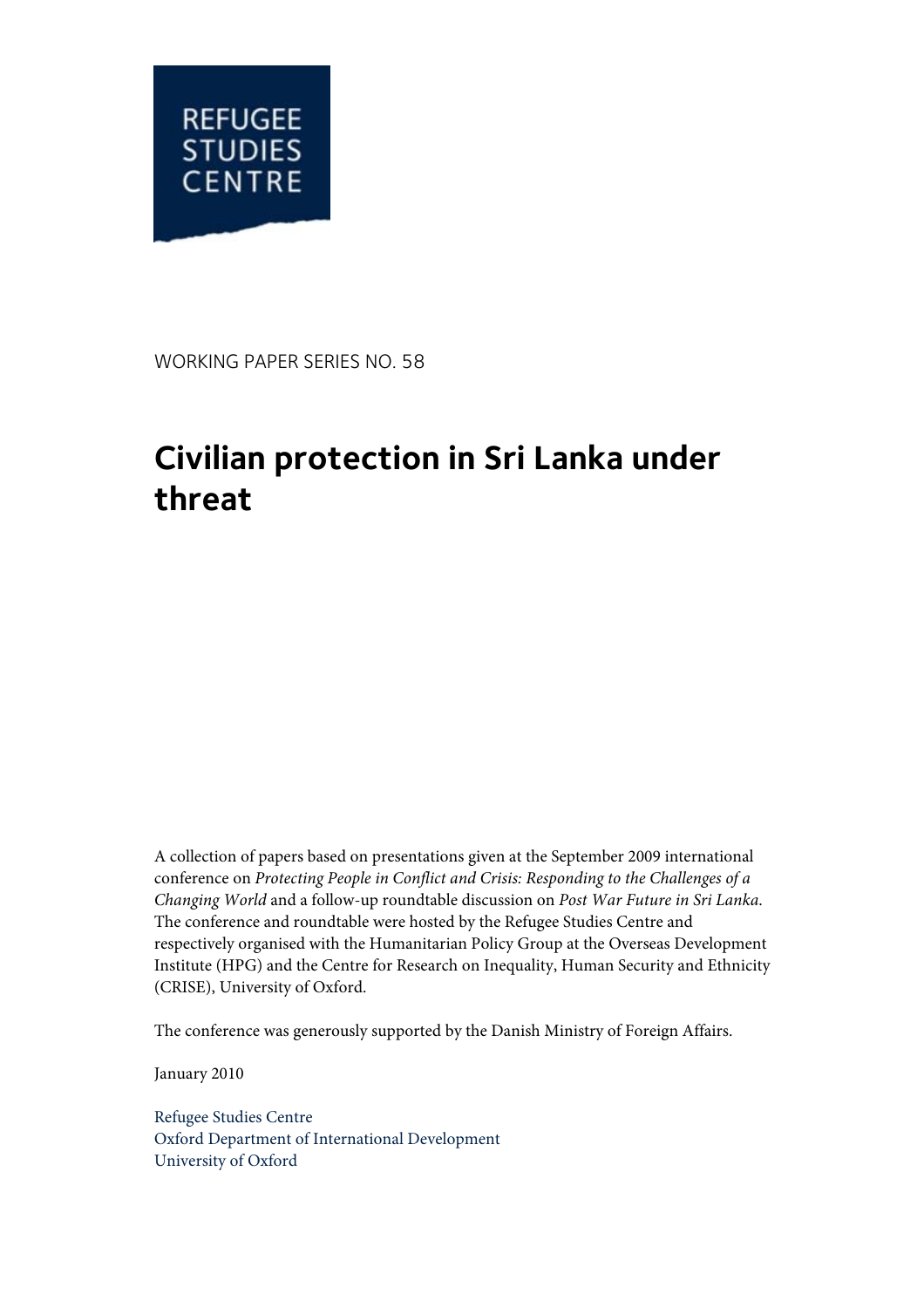REFUGEE STUDIES CENTRE

WORKING PAPER SERIES NO. 58

# Civilian protection in Sri Lanka under threat

A collection of papers based on presentations given at the September 2009 international conference on *Protecting People in Conflict and Crisis: Responding to the Challenges of a Changing World* and a follow-up roundtable discussion on *Post War Future in Sri Lanka*. The conference and roundtable were hosted by the Refugee Studies Centre and respectively organised with the Humanitarian Policy Group at the Overseas Development Institute (HPG) and the Centre for Research on Inequality, Human Security and Ethnicity (CRISE), University of Oxford.

The conference was generously supported by the Danish Ministry of Foreign Affairs.

January 2010

Refugee Studies Centre
Oxford Department of International Development
University of Oxford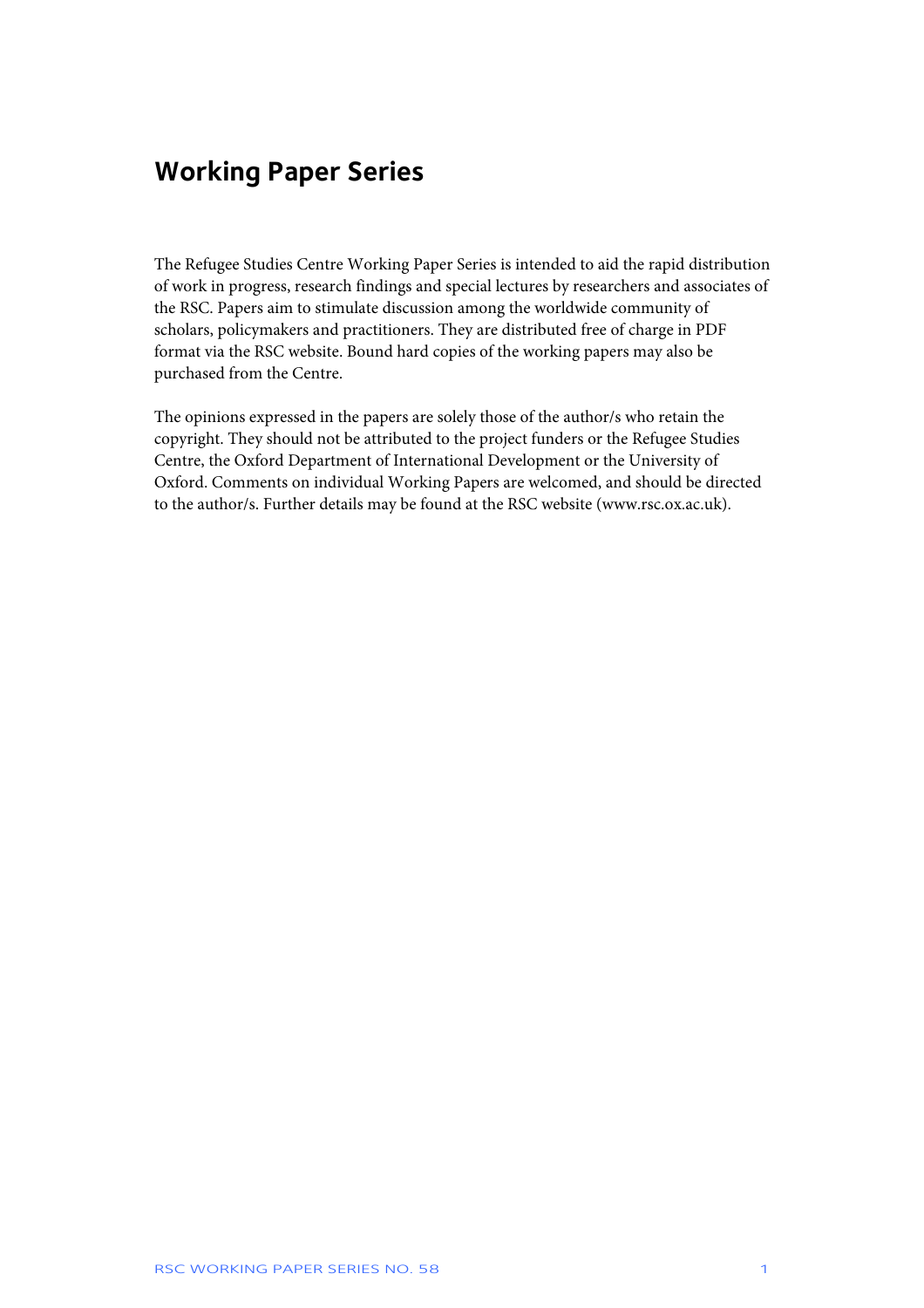## Working Paper Series

The Refugee Studies Centre Working Paper Series is intended to aid the rapid distribution of work in progress, research findings and special lectures by researchers and associates of the RSC. Papers aim to stimulate discussion among the worldwide community of scholars, policymakers and practitioners. They are distributed free of charge in PDF format via the RSC website. Bound hard copies of the working papers may also be purchased from the Centre.

The opinions expressed in the papers are solely those of the author/s who retain the copyright. They should not be attributed to the project funders or the Refugee Studies Centre, the Oxford Department of International Development or the University of Oxford. Comments on individual Working Papers are welcomed, and should be directed to the author/s. Further details may be found at the RSC website (www.rsc.ox.ac.uk).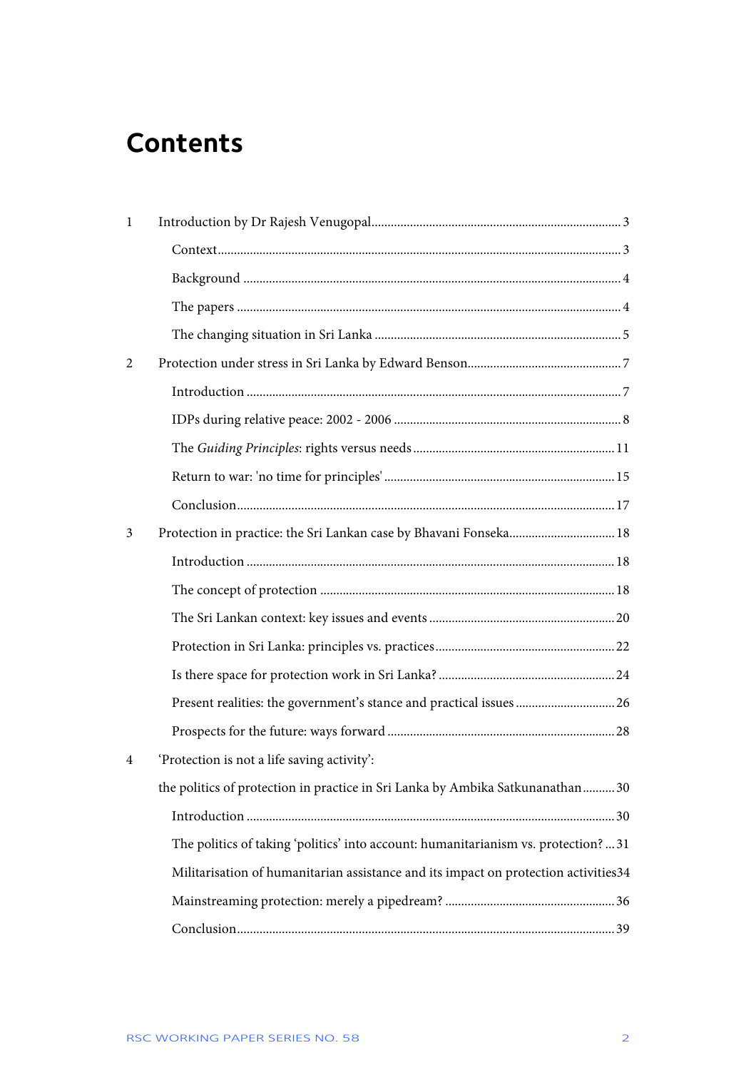# Contents

| | | |
|---|---|---|
| 1 | Introduction by Dr Rajesh Venugopal | 3 |
| | Context | 3 |
| | Background | 4 |
| | The papers | 4 |
| | The changing situation in Sri Lanka | 5 |
| 2 | Protection under stress in Sri Lanka by Edward Benson | 7 |
| | Introduction | 7 |
| | IDPs during relative peace: 2002 - 2006 | 8 |
| | The *Guiding Principles*: rights versus needs | 11 |
| | Return to war: 'no time for principles' | 15 |
| | Conclusion | 17 |
| 3 | Protection in practice: the Sri Lankan case by Bhavani Fonseka | 18 |
| | Introduction | 18 |
| | The concept of protection | 18 |
| | The Sri Lankan context: key issues and events | 20 |
| | Protection in Sri Lanka: principles vs. practices | 22 |
| | Is there space for protection work in Sri Lanka? | 24 |
| | Present realities: the government's stance and practical issues | 26 |
| | Prospects for the future: ways forward | 28 |
| 4 | 'Protection is not a life saving activity': the politics of protection in practice in Sri Lanka by Ambika Satkunanathan | 30 |
| | Introduction | 30 |
| | The politics of taking 'politics' into account: humanitarianism vs. protection? | 31 |
| | Militarisation of humanitarian assistance and its impact on protection activities | 34 |
| | Mainstreaming protection: merely a pipedream? | 36 |
| | Conclusion | 39 |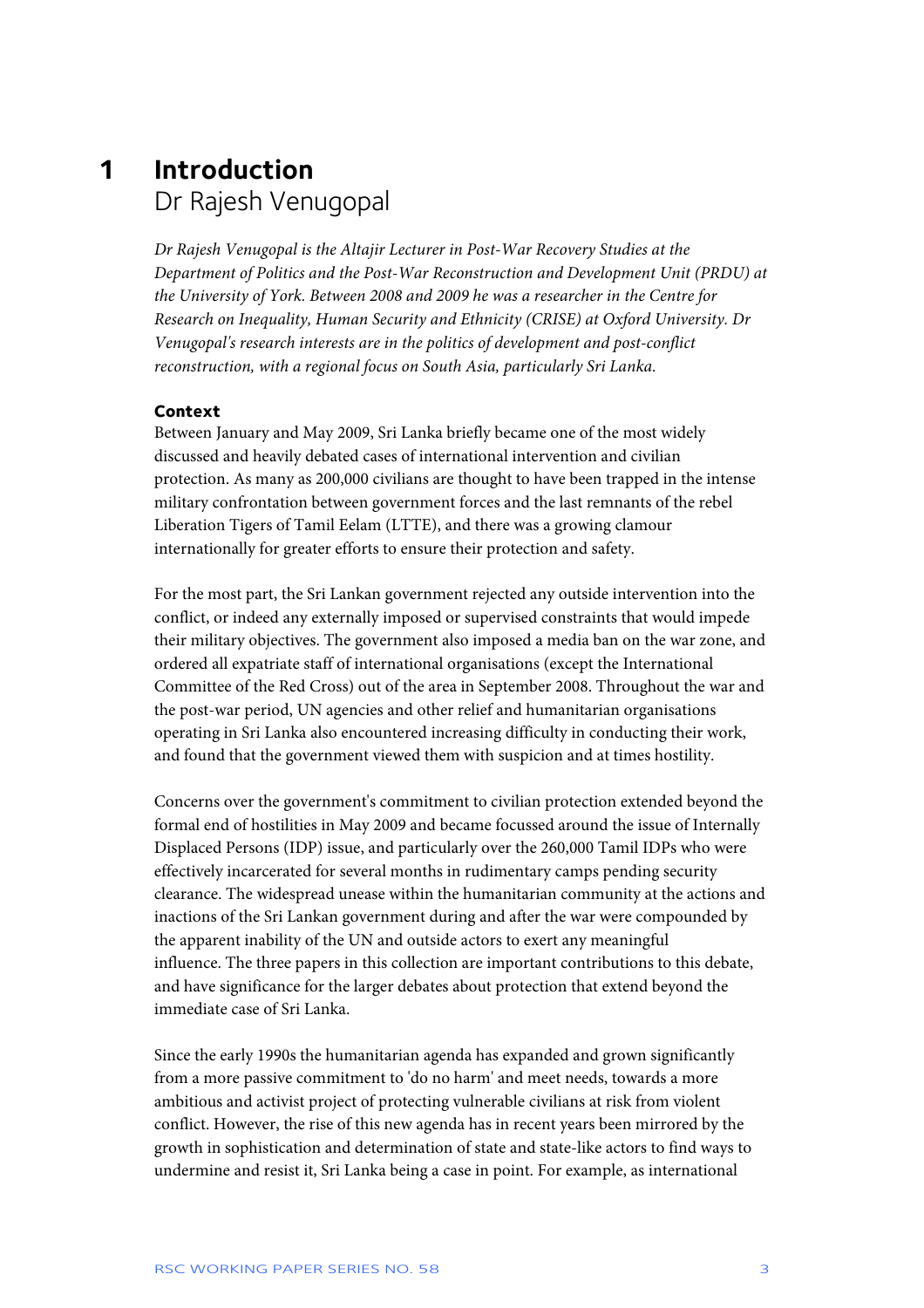# 1 Introduction
## Dr Rajesh Venugopal

*Dr Rajesh Venugopal is the Altajir Lecturer in Post-War Recovery Studies at the Department of Politics and the Post-War Reconstruction and Development Unit (PRDU) at the University of York. Between 2008 and 2009 he was a researcher in the Centre for Research on Inequality, Human Security and Ethnicity (CRISE) at Oxford University. Dr Venugopal's research interests are in the politics of development and post-conflict reconstruction, with a regional focus on South Asia, particularly Sri Lanka.*

### Context

Between January and May 2009, Sri Lanka briefly became one of the most widely discussed and heavily debated cases of international intervention and civilian protection. As many as 200,000 civilians are thought to have been trapped in the intense military confrontation between government forces and the last remnants of the rebel Liberation Tigers of Tamil Eelam (LTTE), and there was a growing clamour internationally for greater efforts to ensure their protection and safety.

For the most part, the Sri Lankan government rejected any outside intervention into the conflict, or indeed any externally imposed or supervised constraints that would impede their military objectives. The government also imposed a media ban on the war zone, and ordered all expatriate staff of international organisations (except the International Committee of the Red Cross) out of the area in September 2008. Throughout the war and the post-war period, UN agencies and other relief and humanitarian organisations operating in Sri Lanka also encountered increasing difficulty in conducting their work, and found that the government viewed them with suspicion and at times hostility.

Concerns over the government's commitment to civilian protection extended beyond the formal end of hostilities in May 2009 and became focussed around the issue of Internally Displaced Persons (IDP) issue, and particularly over the 260,000 Tamil IDPs who were effectively incarcerated for several months in rudimentary camps pending security clearance. The widespread unease within the humanitarian community at the actions and inactions of the Sri Lankan government during and after the war were compounded by the apparent inability of the UN and outside actors to exert any meaningful influence. The three papers in this collection are important contributions to this debate, and have significance for the larger debates about protection that extend beyond the immediate case of Sri Lanka.

Since the early 1990s the humanitarian agenda has expanded and grown significantly from a more passive commitment to 'do no harm' and meet needs, towards a more ambitious and activist project of protecting vulnerable civilians at risk from violent conflict. However, the rise of this new agenda has in recent years been mirrored by the growth in sophistication and determination of state and state-like actors to find ways to undermine and resist it, Sri Lanka being a case in point. For example, as international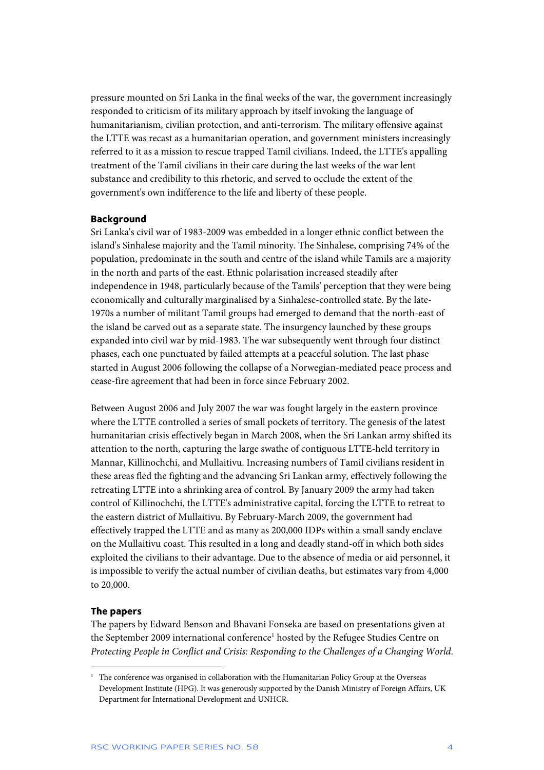pressure mounted on Sri Lanka in the final weeks of the war, the government increasingly responded to criticism of its military approach by itself invoking the language of humanitarianism, civilian protection, and anti-terrorism. The military offensive against the LTTE was recast as a humanitarian operation, and government ministers increasingly referred to it as a mission to rescue trapped Tamil civilians. Indeed, the LTTE's appalling treatment of the Tamil civilians in their care during the last weeks of the war lent substance and credibility to this rhetoric, and served to occlude the extent of the government's own indifference to the life and liberty of these people.

**Background**

Sri Lanka's civil war of 1983-2009 was embedded in a longer ethnic conflict between the island's Sinhalese majority and the Tamil minority. The Sinhalese, comprising 74% of the population, predominate in the south and centre of the island while Tamils are a majority in the north and parts of the east. Ethnic polarisation increased steadily after independence in 1948, particularly because of the Tamils' perception that they were being economically and culturally marginalised by a Sinhalese-controlled state. By the late-1970s a number of militant Tamil groups had emerged to demand that the north-east of the island be carved out as a separate state. The insurgency launched by these groups expanded into civil war by mid-1983. The war subsequently went through four distinct phases, each one punctuated by failed attempts at a peaceful solution. The last phase started in August 2006 following the collapse of a Norwegian-mediated peace process and cease-fire agreement that had been in force since February 2002.

Between August 2006 and July 2007 the war was fought largely in the eastern province where the LTTE controlled a series of small pockets of territory. The genesis of the latest humanitarian crisis effectively began in March 2008, when the Sri Lankan army shifted its attention to the north, capturing the large swathe of contiguous LTTE-held territory in Mannar, Killinochchi, and Mullaitivu. Increasing numbers of Tamil civilians resident in these areas fled the fighting and the advancing Sri Lankan army, effectively following the retreating LTTE into a shrinking area of control. By January 2009 the army had taken control of Killinochchi, the LTTE's administrative capital, forcing the LTTE to retreat to the eastern district of Mullaitivu. By February-March 2009, the government had effectively trapped the LTTE and as many as 200,000 IDPs within a small sandy enclave on the Mullaitivu coast. This resulted in a long and deadly stand-off in which both sides exploited the civilians to their advantage. Due to the absence of media or aid personnel, it is impossible to verify the actual number of civilian deaths, but estimates vary from 4,000 to 20,000.

**The papers**

The papers by Edward Benson and Bhavani Fonseka are based on presentations given at the September 2009 international conference[1] hosted by the Refugee Studies Centre on *Protecting People in Conflict and Crisis: Responding to the Challenges of a Changing World.*

[1] The conference was organised in collaboration with the Humanitarian Policy Group at the Overseas Development Institute (HPG). It was generously supported by the Danish Ministry of Foreign Affairs, UK Department for International Development and UNHCR.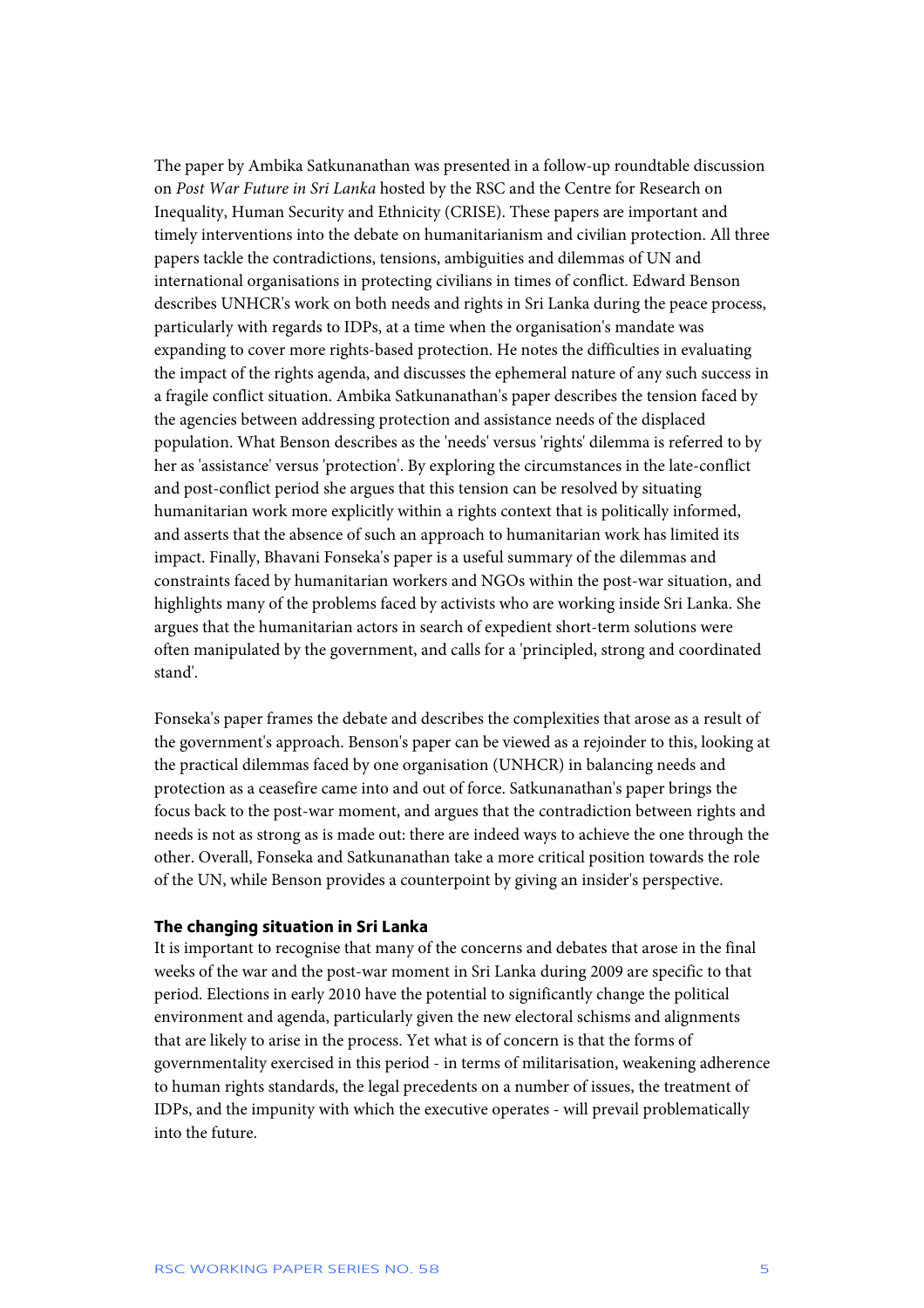The paper by Ambika Satkunanathan was presented in a follow-up roundtable discussion on *Post War Future in Sri Lanka* hosted by the RSC and the Centre for Research on Inequality, Human Security and Ethnicity (CRISE). These papers are important and timely interventions into the debate on humanitarianism and civilian protection. All three papers tackle the contradictions, tensions, ambiguities and dilemmas of UN and international organisations in protecting civilians in times of conflict. Edward Benson describes UNHCR's work on both needs and rights in Sri Lanka during the peace process, particularly with regards to IDPs, at a time when the organisation's mandate was expanding to cover more rights-based protection. He notes the difficulties in evaluating the impact of the rights agenda, and discusses the ephemeral nature of any such success in a fragile conflict situation. Ambika Satkunanathan's paper describes the tension faced by the agencies between addressing protection and assistance needs of the displaced population. What Benson describes as the 'needs' versus 'rights' dilemma is referred to by her as 'assistance' versus 'protection'. By exploring the circumstances in the late-conflict and post-conflict period she argues that this tension can be resolved by situating humanitarian work more explicitly within a rights context that is politically informed, and asserts that the absence of such an approach to humanitarian work has limited its impact. Finally, Bhavani Fonseka's paper is a useful summary of the dilemmas and constraints faced by humanitarian workers and NGOs within the post-war situation, and highlights many of the problems faced by activists who are working inside Sri Lanka. She argues that the humanitarian actors in search of expedient short-term solutions were often manipulated by the government, and calls for a 'principled, strong and coordinated stand'.

Fonseka's paper frames the debate and describes the complexities that arose as a result of the government's approach. Benson's paper can be viewed as a rejoinder to this, looking at the practical dilemmas faced by one organisation (UNHCR) in balancing needs and protection as a ceasefire came into and out of force. Satkunanathan's paper brings the focus back to the post-war moment, and argues that the contradiction between rights and needs is not as strong as is made out: there are indeed ways to achieve the one through the other. Overall, Fonseka and Satkunanathan take a more critical position towards the role of the UN, while Benson provides a counterpoint by giving an insider's perspective.

### The changing situation in Sri Lanka

It is important to recognise that many of the concerns and debates that arose in the final weeks of the war and the post-war moment in Sri Lanka during 2009 are specific to that period. Elections in early 2010 have the potential to significantly change the political environment and agenda, particularly given the new electoral schisms and alignments that are likely to arise in the process. Yet what is of concern is that the forms of governmentality exercised in this period - in terms of militarisation, weakening adherence to human rights standards, the legal precedents on a number of issues, the treatment of IDPs, and the impunity with which the executive operates - will prevail problematically into the future.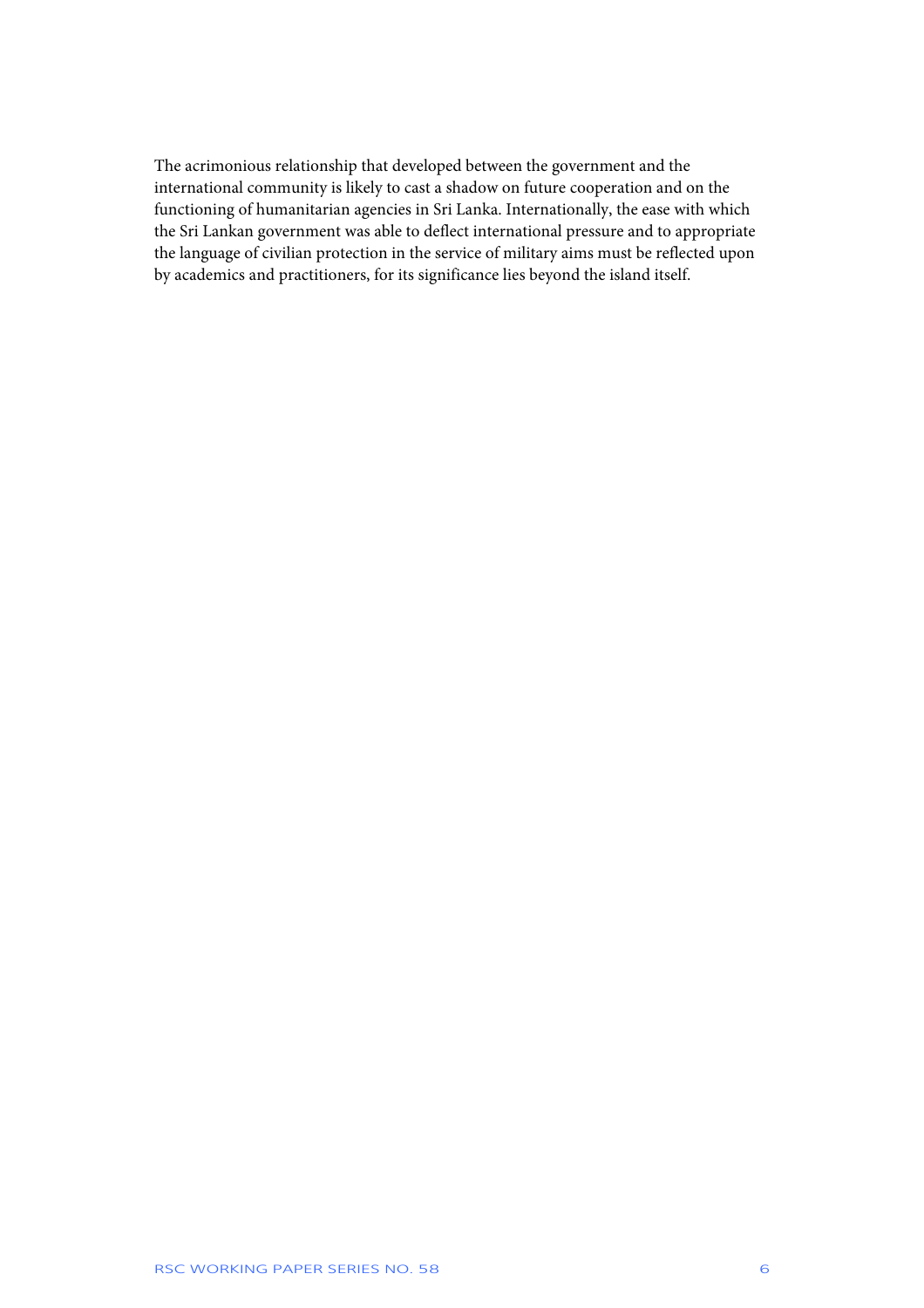The acrimonious relationship that developed between the government and the international community is likely to cast a shadow on future cooperation and on the functioning of humanitarian agencies in Sri Lanka. Internationally, the ease with which the Sri Lankan government was able to deflect international pressure and to appropriate the language of civilian protection in the service of military aims must be reflected upon by academics and practitioners, for its significance lies beyond the island itself.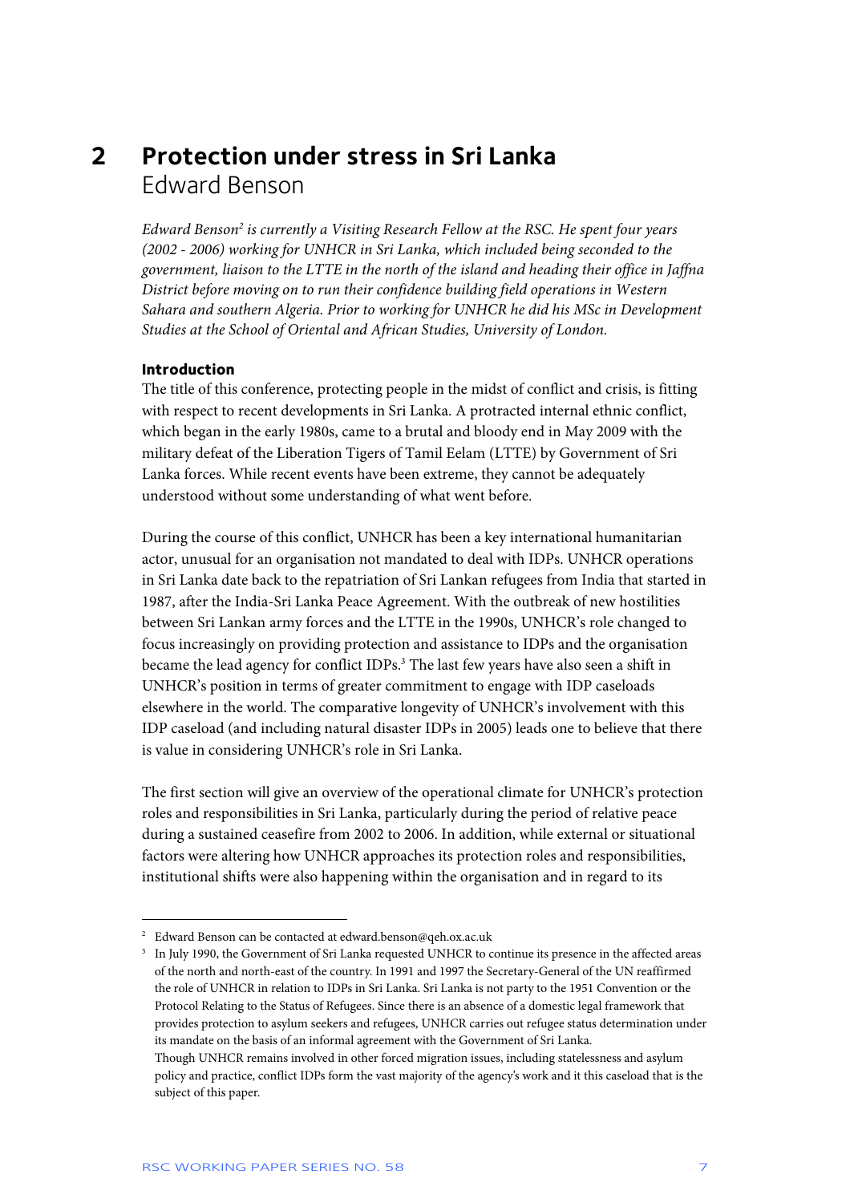# 2 Protection under stress in Sri Lanka

Edward Benson

*Edward Benson[2] is currently a Visiting Research Fellow at the RSC. He spent four years (2002 - 2006) working for UNHCR in Sri Lanka, which included being seconded to the government, liaison to the LTTE in the north of the island and heading their office in Jaffna District before moving on to run their confidence building field operations in Western Sahara and southern Algeria. Prior to working for UNHCR he did his MSc in Development Studies at the School of Oriental and African Studies, University of London.*

### Introduction

The title of this conference, protecting people in the midst of conflict and crisis, is fitting with respect to recent developments in Sri Lanka. A protracted internal ethnic conflict, which began in the early 1980s, came to a brutal and bloody end in May 2009 with the military defeat of the Liberation Tigers of Tamil Eelam (LTTE) by Government of Sri Lanka forces. While recent events have been extreme, they cannot be adequately understood without some understanding of what went before.

During the course of this conflict, UNHCR has been a key international humanitarian actor, unusual for an organisation not mandated to deal with IDPs. UNHCR operations in Sri Lanka date back to the repatriation of Sri Lankan refugees from India that started in 1987, after the India-Sri Lanka Peace Agreement. With the outbreak of new hostilities between Sri Lankan army forces and the LTTE in the 1990s, UNHCR's role changed to focus increasingly on providing protection and assistance to IDPs and the organisation became the lead agency for conflict IDPs.[3] The last few years have also seen a shift in UNHCR's position in terms of greater commitment to engage with IDP caseloads elsewhere in the world. The comparative longevity of UNHCR's involvement with this IDP caseload (and including natural disaster IDPs in 2005) leads one to believe that there is value in considering UNHCR's role in Sri Lanka.

The first section will give an overview of the operational climate for UNHCR's protection roles and responsibilities in Sri Lanka, particularly during the period of relative peace during a sustained ceasefire from 2002 to 2006. In addition, while external or situational factors were altering how UNHCR approaches its protection roles and responsibilities, institutional shifts were also happening within the organisation and in regard to its

---

[2] Edward Benson can be contacted at edward.benson@qeh.ox.ac.uk

[3] In July 1990, the Government of Sri Lanka requested UNHCR to continue its presence in the affected areas of the north and north-east of the country. In 1991 and 1997 the Secretary-General of the UN reaffirmed the role of UNHCR in relation to IDPs in Sri Lanka. Sri Lanka is not party to the 1951 Convention or the Protocol Relating to the Status of Refugees. Since there is an absence of a domestic legal framework that provides protection to asylum seekers and refugees, UNHCR carries out refugee status determination under its mandate on the basis of an informal agreement with the Government of Sri Lanka.
Though UNHCR remains involved in other forced migration issues, including statelessness and asylum policy and practice, conflict IDPs form the vast majority of the agency's work and it this caseload that is the subject of this paper.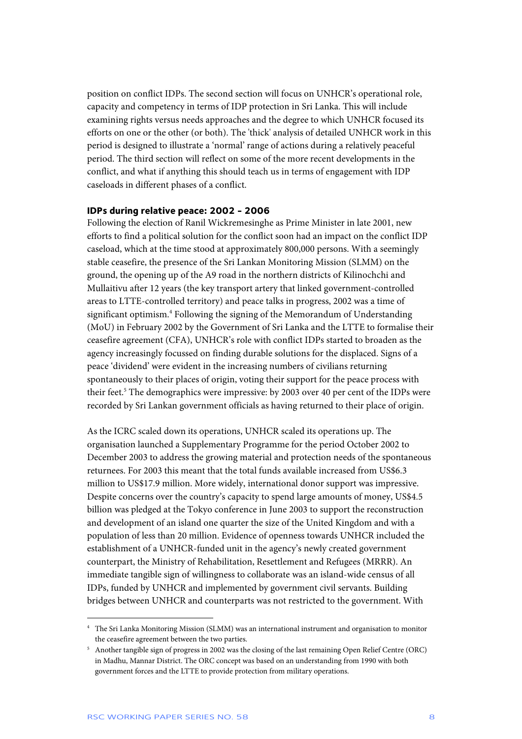position on conflict IDPs. The second section will focus on UNHCR's operational role, capacity and competency in terms of IDP protection in Sri Lanka. This will include examining rights versus needs approaches and the degree to which UNHCR focused its efforts on one or the other (or both). The 'thick' analysis of detailed UNHCR work in this period is designed to illustrate a 'normal' range of actions during a relatively peaceful period. The third section will reflect on some of the more recent developments in the conflict, and what if anything this should teach us in terms of engagement with IDP caseloads in different phases of a conflict.

### IDPs during relative peace: 2002 – 2006

Following the election of Ranil Wickremesinghe as Prime Minister in late 2001, new efforts to find a political solution for the conflict soon had an impact on the conflict IDP caseload, which at the time stood at approximately 800,000 persons. With a seemingly stable ceasefire, the presence of the Sri Lankan Monitoring Mission (SLMM) on the ground, the opening up of the A9 road in the northern districts of Kilinochchi and Mullaitivu after 12 years (the key transport artery that linked government-controlled areas to LTTE-controlled territory) and peace talks in progress, 2002 was a time of significant optimism.[4] Following the signing of the Memorandum of Understanding (MoU) in February 2002 by the Government of Sri Lanka and the LTTE to formalise their ceasefire agreement (CFA), UNHCR's role with conflict IDPs started to broaden as the agency increasingly focussed on finding durable solutions for the displaced. Signs of a peace 'dividend' were evident in the increasing numbers of civilians returning spontaneously to their places of origin, voting their support for the peace process with their feet.[5] The demographics were impressive: by 2003 over 40 per cent of the IDPs were recorded by Sri Lankan government officials as having returned to their place of origin.

As the ICRC scaled down its operations, UNHCR scaled its operations up. The organisation launched a Supplementary Programme for the period October 2002 to December 2003 to address the growing material and protection needs of the spontaneous returnees. For 2003 this meant that the total funds available increased from US$6.3 million to US$17.9 million. More widely, international donor support was impressive. Despite concerns over the country's capacity to spend large amounts of money, US$4.5 billion was pledged at the Tokyo conference in June 2003 to support the reconstruction and development of an island one quarter the size of the United Kingdom and with a population of less than 20 million. Evidence of openness towards UNHCR included the establishment of a UNHCR-funded unit in the agency's newly created government counterpart, the Ministry of Rehabilitation, Resettlement and Refugees (MRRR). An immediate tangible sign of willingness to collaborate was an island-wide census of all IDPs, funded by UNHCR and implemented by government civil servants. Building bridges between UNHCR and counterparts was not restricted to the government. With

---

[4] The Sri Lanka Monitoring Mission (SLMM) was an international instrument and organisation to monitor the ceasefire agreement between the two parties.

[5] Another tangible sign of progress in 2002 was the closing of the last remaining Open Relief Centre (ORC) in Madhu, Mannar District. The ORC concept was based on an understanding from 1990 with both government forces and the LTTE to provide protection from military operations.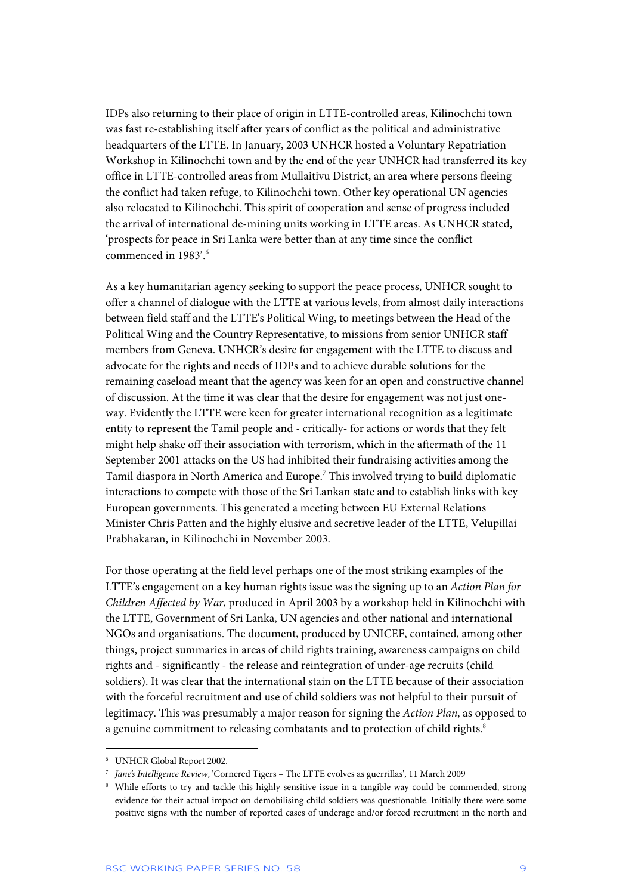IDPs also returning to their place of origin in LTTE-controlled areas, Kilinochchi town was fast re-establishing itself after years of conflict as the political and administrative headquarters of the LTTE. In January, 2003 UNHCR hosted a Voluntary Repatriation Workshop in Kilinochchi town and by the end of the year UNHCR had transferred its key office in LTTE-controlled areas from Mullaitivu District, an area where persons fleeing the conflict had taken refuge, to Kilinochchi town. Other key operational UN agencies also relocated to Kilinochchi. This spirit of cooperation and sense of progress included the arrival of international de-mining units working in LTTE areas. As UNHCR stated, 'prospects for peace in Sri Lanka were better than at any time since the conflict commenced in 1983'.[6]

As a key humanitarian agency seeking to support the peace process, UNHCR sought to offer a channel of dialogue with the LTTE at various levels, from almost daily interactions between field staff and the LTTE's Political Wing, to meetings between the Head of the Political Wing and the Country Representative, to missions from senior UNHCR staff members from Geneva. UNHCR's desire for engagement with the LTTE to discuss and advocate for the rights and needs of IDPs and to achieve durable solutions for the remaining caseload meant that the agency was keen for an open and constructive channel of discussion. At the time it was clear that the desire for engagement was not just one-way. Evidently the LTTE were keen for greater international recognition as a legitimate entity to represent the Tamil people and - critically- for actions or words that they felt might help shake off their association with terrorism, which in the aftermath of the 11 September 2001 attacks on the US had inhibited their fundraising activities among the Tamil diaspora in North America and Europe.[7] This involved trying to build diplomatic interactions to compete with those of the Sri Lankan state and to establish links with key European governments. This generated a meeting between EU External Relations Minister Chris Patten and the highly elusive and secretive leader of the LTTE, Velupillai Prabhakaran, in Kilinochchi in November 2003.

For those operating at the field level perhaps one of the most striking examples of the LTTE's engagement on a key human rights issue was the signing up to an *Action Plan for Children Affected by War*, produced in April 2003 by a workshop held in Kilinochchi with the LTTE, Government of Sri Lanka, UN agencies and other national and international NGOs and organisations. The document, produced by UNICEF, contained, among other things, project summaries in areas of child rights training, awareness campaigns on child rights and - significantly - the release and reintegration of under-age recruits (child soldiers). It was clear that the international stain on the LTTE because of their association with the forceful recruitment and use of child soldiers was not helpful to their pursuit of legitimacy. This was presumably a major reason for signing the *Action Plan*, as opposed to a genuine commitment to releasing combatants and to protection of child rights.[8]

---

[6] UNHCR Global Report 2002.

[7] *Jane's Intelligence Review*, 'Cornered Tigers – The LTTE evolves as guerrillas', 11 March 2009

[8] While efforts to try and tackle this highly sensitive issue in a tangible way could be commended, strong evidence for their actual impact on demobilising child soldiers was questionable. Initially there were some positive signs with the number of reported cases of underage and/or forced recruitment in the north and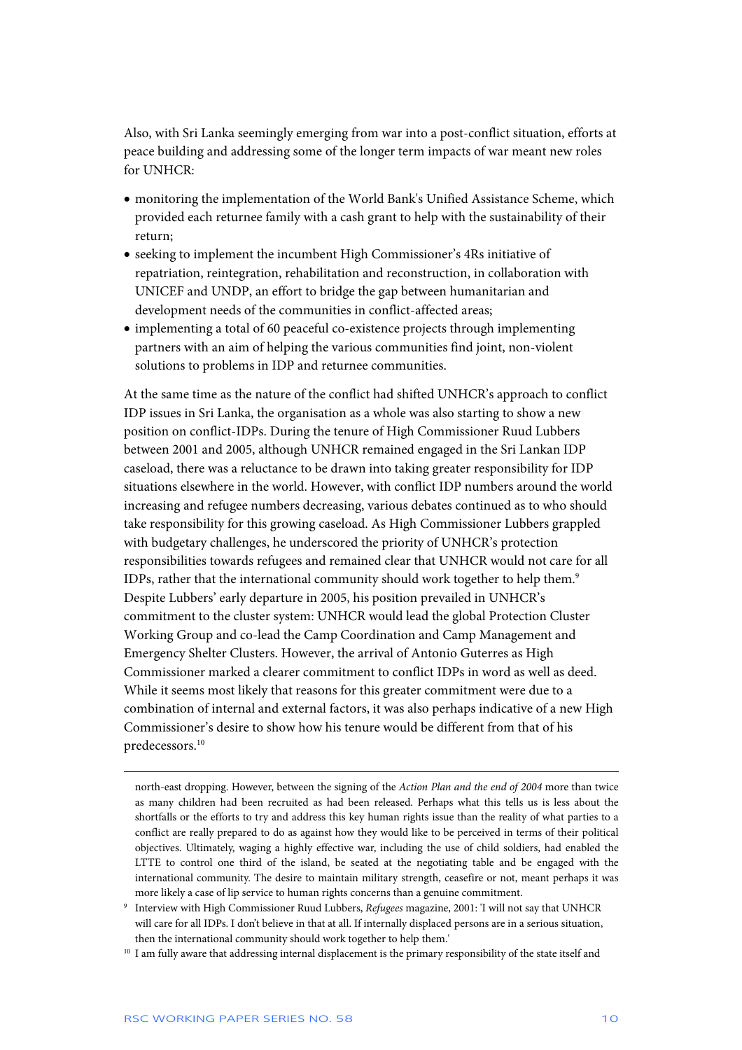Also, with Sri Lanka seemingly emerging from war into a post-conflict situation, efforts at peace building and addressing some of the longer term impacts of war meant new roles for UNHCR:

- monitoring the implementation of the World Bank's Unified Assistance Scheme, which provided each returnee family with a cash grant to help with the sustainability of their return;
- seeking to implement the incumbent High Commissioner's 4Rs initiative of repatriation, reintegration, rehabilitation and reconstruction, in collaboration with UNICEF and UNDP, an effort to bridge the gap between humanitarian and development needs of the communities in conflict-affected areas;
- implementing a total of 60 peaceful co-existence projects through implementing partners with an aim of helping the various communities find joint, non-violent solutions to problems in IDP and returnee communities.

At the same time as the nature of the conflict had shifted UNHCR's approach to conflict IDP issues in Sri Lanka, the organisation as a whole was also starting to show a new position on conflict-IDPs. During the tenure of High Commissioner Ruud Lubbers between 2001 and 2005, although UNHCR remained engaged in the Sri Lankan IDP caseload, there was a reluctance to be drawn into taking greater responsibility for IDP situations elsewhere in the world. However, with conflict IDP numbers around the world increasing and refugee numbers decreasing, various debates continued as to who should take responsibility for this growing caseload. As High Commissioner Lubbers grappled with budgetary challenges, he underscored the priority of UNHCR's protection responsibilities towards refugees and remained clear that UNHCR would not care for all IDPs, rather that the international community should work together to help them.[9] Despite Lubbers' early departure in 2005, his position prevailed in UNHCR's commitment to the cluster system: UNHCR would lead the global Protection Cluster Working Group and co-lead the Camp Coordination and Camp Management and Emergency Shelter Clusters. However, the arrival of Antonio Guterres as High Commissioner marked a clearer commitment to conflict IDPs in word as well as deed. While it seems most likely that reasons for this greater commitment were due to a combination of internal and external factors, it was also perhaps indicative of a new High Commissioner's desire to show how his tenure would be different from that of his predecessors.[10]

---

north-east dropping. However, between the signing of the *Action Plan and the end of 2004* more than twice as many children had been recruited as had been released. Perhaps what this tells us is less about the shortfalls or the efforts to try and address this key human rights issue than the reality of what parties to a conflict are really prepared to do as against how they would like to be perceived in terms of their political objectives. Ultimately, waging a highly effective war, including the use of child soldiers, had enabled the LTTE to control one third of the island, be seated at the negotiating table and be engaged with the international community. The desire to maintain military strength, ceasefire or not, meant perhaps it was more likely a case of lip service to human rights concerns than a genuine commitment.

[9] Interview with High Commissioner Ruud Lubbers, *Refugees* magazine, 2001: 'I will not say that UNHCR will care for all IDPs. I don't believe in that at all. If internally displaced persons are in a serious situation, then the international community should work together to help them.'

[10] I am fully aware that addressing internal displacement is the primary responsibility of the state itself and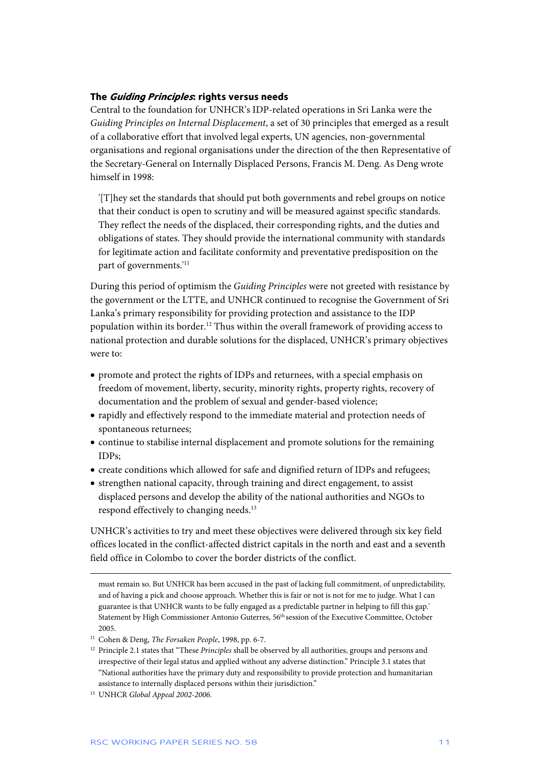### The *Guiding Principles*: rights versus needs

Central to the foundation for UNHCR's IDP-related operations in Sri Lanka were the *Guiding Principles on Internal Displacement*, a set of 30 principles that emerged as a result of a collaborative effort that involved legal experts, UN agencies, non-governmental organisations and regional organisations under the direction of the then Representative of the Secretary-General on Internally Displaced Persons, Francis M. Deng. As Deng wrote himself in 1998:

> '[T]hey set the standards that should put both governments and rebel groups on notice that their conduct is open to scrutiny and will be measured against specific standards. They reflect the needs of the displaced, their corresponding rights, and the duties and obligations of states. They should provide the international community with standards for legitimate action and facilitate conformity and preventative predisposition on the part of governments.'[11]

During this period of optimism the *Guiding Principles* were not greeted with resistance by the government or the LTTE, and UNHCR continued to recognise the Government of Sri Lanka's primary responsibility for providing protection and assistance to the IDP population within its border.[12] Thus within the overall framework of providing access to national protection and durable solutions for the displaced, UNHCR's primary objectives were to:

- promote and protect the rights of IDPs and returnees, with a special emphasis on freedom of movement, liberty, security, minority rights, property rights, recovery of documentation and the problem of sexual and gender-based violence;
- rapidly and effectively respond to the immediate material and protection needs of spontaneous returnees;
- continue to stabilise internal displacement and promote solutions for the remaining IDPs;
- create conditions which allowed for safe and dignified return of IDPs and refugees;
- strengthen national capacity, through training and direct engagement, to assist displaced persons and develop the ability of the national authorities and NGOs to respond effectively to changing needs.[13]

UNHCR's activities to try and meet these objectives were delivered through six key field offices located in the conflict-affected district capitals in the north and east and a seventh field office in Colombo to cover the border districts of the conflict.

---

must remain so. But UNHCR has been accused in the past of lacking full commitment, of unpredictability, and of having a pick and choose approach. Whether this is fair or not is not for me to judge. What I can guarantee is that UNHCR wants to be fully engaged as a predictable partner in helping to fill this gap.' Statement by High Commissioner Antonio Guterres, 56th session of the Executive Committee, October 2005.

[11] Cohen & Deng, *The Forsaken People*, 1998, pp. 6-7.

[12] Principle 2.1 states that "These *Principles* shall be observed by all authorities, groups and persons and irrespective of their legal status and applied without any adverse distinction." Principle 3.1 states that "National authorities have the primary duty and responsibility to provide protection and humanitarian assistance to internally displaced persons within their jurisdiction."

[13] UNHCR *Global Appeal 2002-2006.*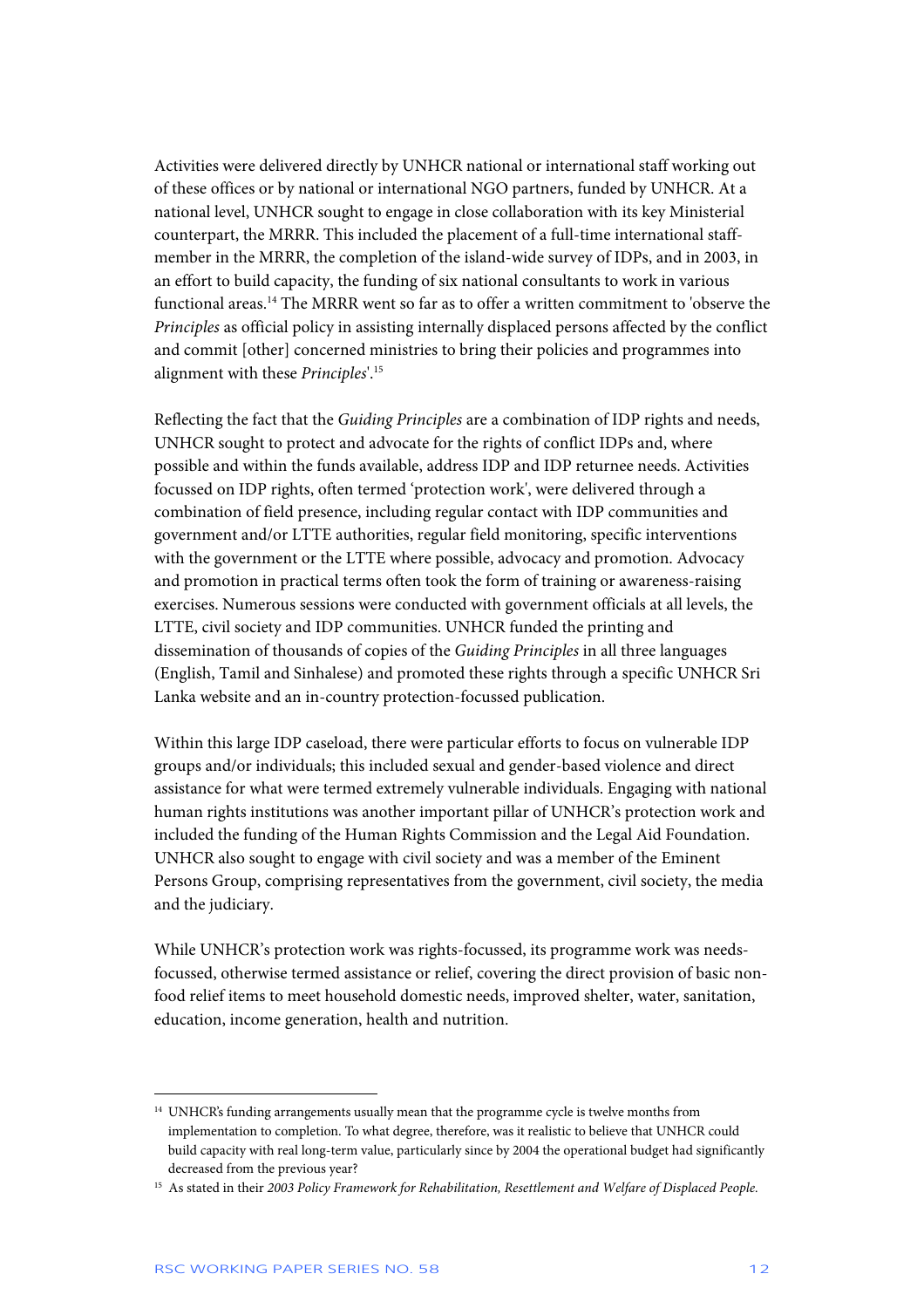Activities were delivered directly by UNHCR national or international staff working out of these offices or by national or international NGO partners, funded by UNHCR. At a national level, UNHCR sought to engage in close collaboration with its key Ministerial counterpart, the MRRR. This included the placement of a full-time international staff-member in the MRRR, the completion of the island-wide survey of IDPs, and in 2003, in an effort to build capacity, the funding of six national consultants to work in various functional areas.[14] The MRRR went so far as to offer a written commitment to 'observe the *Principles* as official policy in assisting internally displaced persons affected by the conflict and commit [other] concerned ministries to bring their policies and programmes into alignment with these *Principles*'.[15]

Reflecting the fact that the *Guiding Principles* are a combination of IDP rights and needs, UNHCR sought to protect and advocate for the rights of conflict IDPs and, where possible and within the funds available, address IDP and IDP returnee needs. Activities focussed on IDP rights, often termed 'protection work', were delivered through a combination of field presence, including regular contact with IDP communities and government and/or LTTE authorities, regular field monitoring, specific interventions with the government or the LTTE where possible, advocacy and promotion. Advocacy and promotion in practical terms often took the form of training or awareness-raising exercises. Numerous sessions were conducted with government officials at all levels, the LTTE, civil society and IDP communities. UNHCR funded the printing and dissemination of thousands of copies of the *Guiding Principles* in all three languages (English, Tamil and Sinhalese) and promoted these rights through a specific UNHCR Sri Lanka website and an in-country protection-focussed publication.

Within this large IDP caseload, there were particular efforts to focus on vulnerable IDP groups and/or individuals; this included sexual and gender-based violence and direct assistance for what were termed extremely vulnerable individuals. Engaging with national human rights institutions was another important pillar of UNHCR's protection work and included the funding of the Human Rights Commission and the Legal Aid Foundation. UNHCR also sought to engage with civil society and was a member of the Eminent Persons Group, comprising representatives from the government, civil society, the media and the judiciary.

While UNHCR's protection work was rights-focussed, its programme work was needs-focussed, otherwise termed assistance or relief, covering the direct provision of basic non-food relief items to meet household domestic needs, improved shelter, water, sanitation, education, income generation, health and nutrition.

---

[14] UNHCR's funding arrangements usually mean that the programme cycle is twelve months from implementation to completion. To what degree, therefore, was it realistic to believe that UNHCR could build capacity with real long-term value, particularly since by 2004 the operational budget had significantly decreased from the previous year?

[15] As stated in their *2003 Policy Framework for Rehabilitation, Resettlement and Welfare of Displaced People.*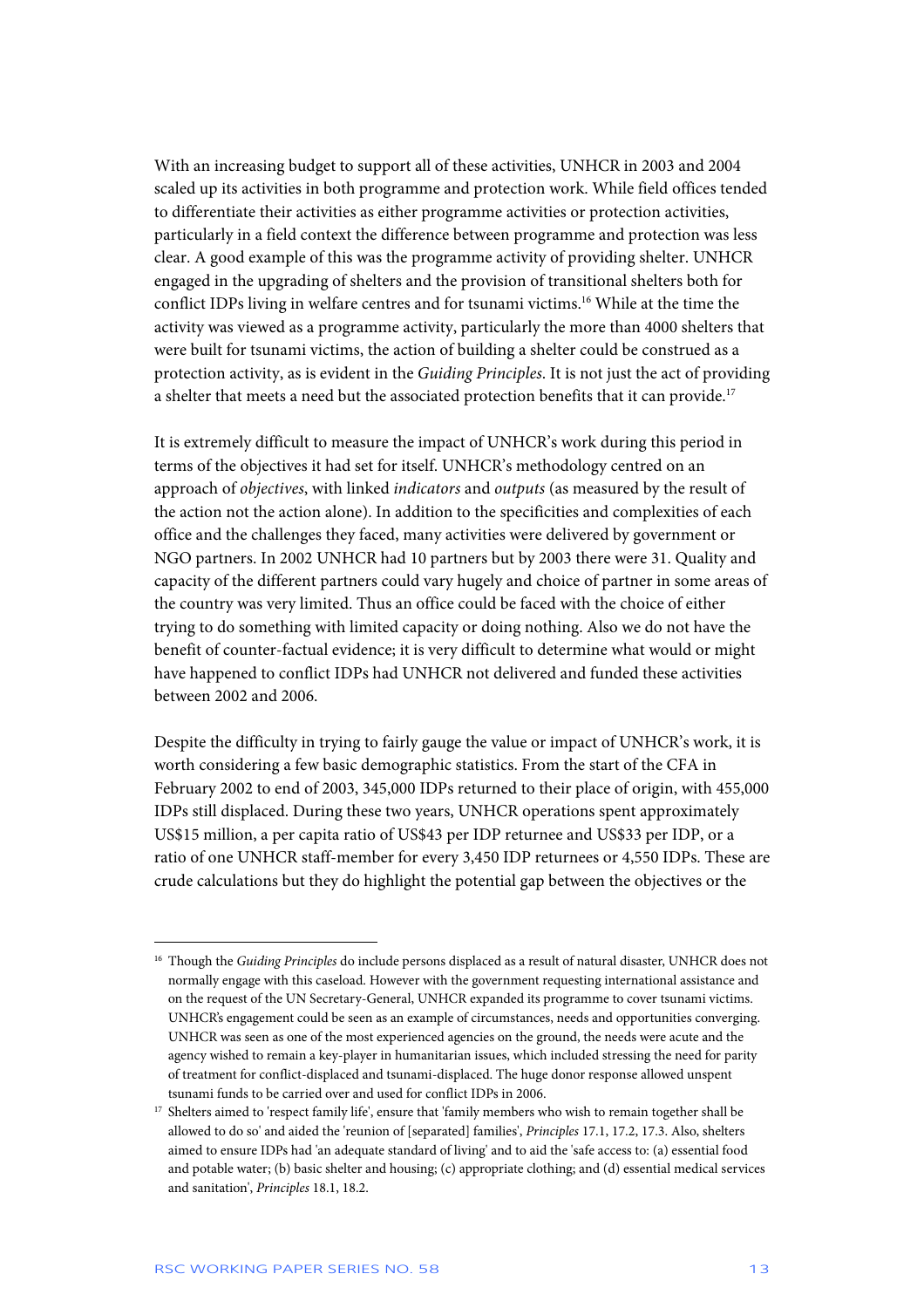With an increasing budget to support all of these activities, UNHCR in 2003 and 2004 scaled up its activities in both programme and protection work. While field offices tended to differentiate their activities as either programme activities or protection activities, particularly in a field context the difference between programme and protection was less clear. A good example of this was the programme activity of providing shelter. UNHCR engaged in the upgrading of shelters and the provision of transitional shelters both for conflict IDPs living in welfare centres and for tsunami victims.[16] While at the time the activity was viewed as a programme activity, particularly the more than 4000 shelters that were built for tsunami victims, the action of building a shelter could be construed as a protection activity, as is evident in the *Guiding Principles*. It is not just the act of providing a shelter that meets a need but the associated protection benefits that it can provide.[17]

It is extremely difficult to measure the impact of UNHCR's work during this period in terms of the objectives it had set for itself. UNHCR's methodology centred on an approach of *objectives*, with linked *indicators* and *outputs* (as measured by the result of the action not the action alone). In addition to the specificities and complexities of each office and the challenges they faced, many activities were delivered by government or NGO partners. In 2002 UNHCR had 10 partners but by 2003 there were 31. Quality and capacity of the different partners could vary hugely and choice of partner in some areas of the country was very limited. Thus an office could be faced with the choice of either trying to do something with limited capacity or doing nothing. Also we do not have the benefit of counter-factual evidence; it is very difficult to determine what would or might have happened to conflict IDPs had UNHCR not delivered and funded these activities between 2002 and 2006.

Despite the difficulty in trying to fairly gauge the value or impact of UNHCR's work, it is worth considering a few basic demographic statistics. From the start of the CFA in February 2002 to end of 2003, 345,000 IDPs returned to their place of origin, with 455,000 IDPs still displaced. During these two years, UNHCR operations spent approximately US$15 million, a per capita ratio of US$43 per IDP returnee and US$33 per IDP, or a ratio of one UNHCR staff-member for every 3,450 IDP returnees or 4,550 IDPs. These are crude calculations but they do highlight the potential gap between the objectives or the

---

[16] Though the *Guiding Principles* do include persons displaced as a result of natural disaster, UNHCR does not normally engage with this caseload. However with the government requesting international assistance and on the request of the UN Secretary-General, UNHCR expanded its programme to cover tsunami victims. UNHCR's engagement could be seen as an example of circumstances, needs and opportunities converging. UNHCR was seen as one of the most experienced agencies on the ground, the needs were acute and the agency wished to remain a key-player in humanitarian issues, which included stressing the need for parity of treatment for conflict-displaced and tsunami-displaced. The huge donor response allowed unspent tsunami funds to be carried over and used for conflict IDPs in 2006.

[17] Shelters aimed to 'respect family life', ensure that 'family members who wish to remain together shall be allowed to do so' and aided the 'reunion of [separated] families', *Principles* 17.1, 17.2, 17.3. Also, shelters aimed to ensure IDPs had 'an adequate standard of living' and to aid the 'safe access to: (a) essential food and potable water; (b) basic shelter and housing; (c) appropriate clothing; and (d) essential medical services and sanitation', *Principles* 18.1, 18.2.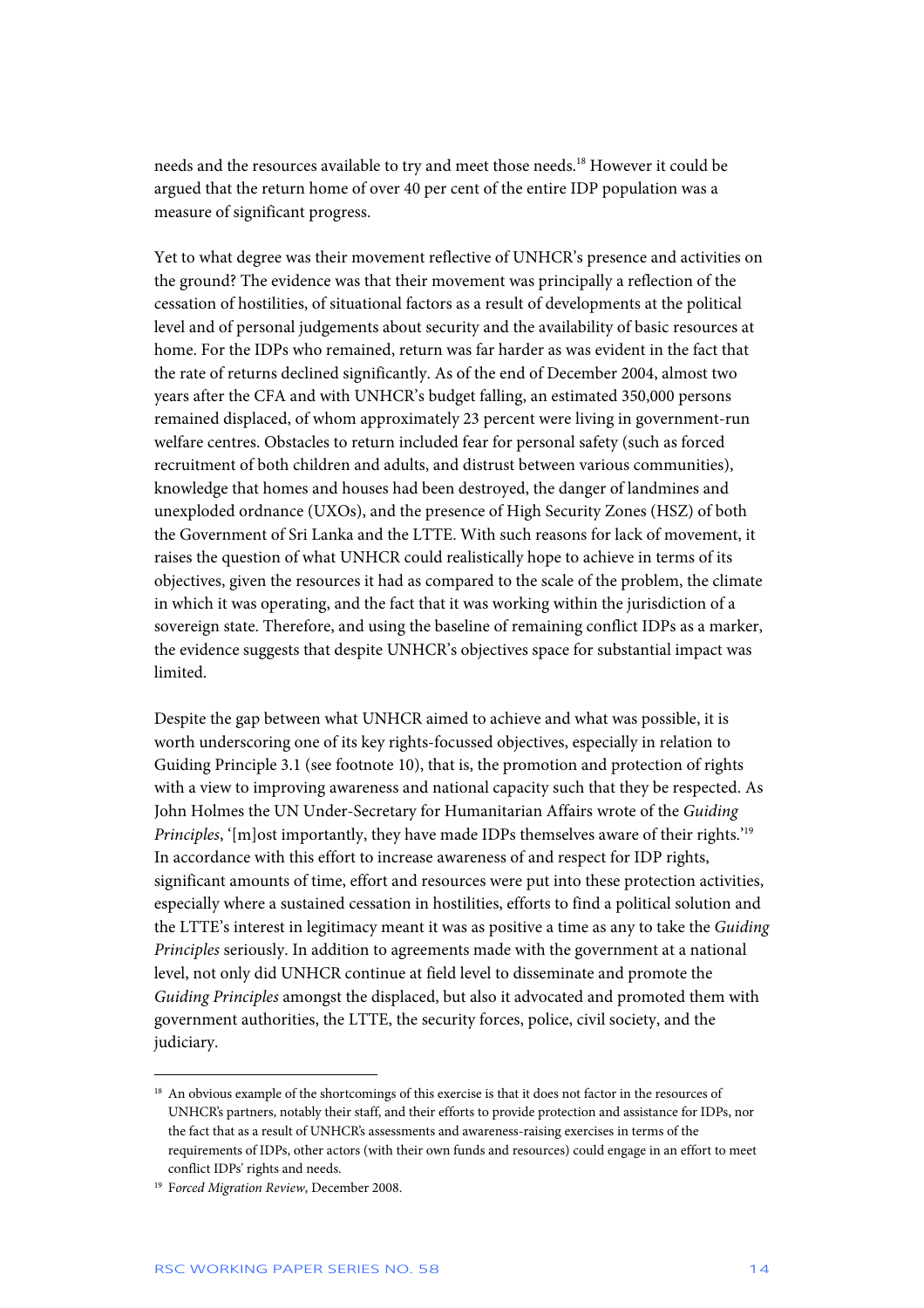needs and the resources available to try and meet those needs.[18] However it could be argued that the return home of over 40 per cent of the entire IDP population was a measure of significant progress.

Yet to what degree was their movement reflective of UNHCR's presence and activities on the ground? The evidence was that their movement was principally a reflection of the cessation of hostilities, of situational factors as a result of developments at the political level and of personal judgements about security and the availability of basic resources at home. For the IDPs who remained, return was far harder as was evident in the fact that the rate of returns declined significantly. As of the end of December 2004, almost two years after the CFA and with UNHCR's budget falling, an estimated 350,000 persons remained displaced, of whom approximately 23 percent were living in government-run welfare centres. Obstacles to return included fear for personal safety (such as forced recruitment of both children and adults, and distrust between various communities), knowledge that homes and houses had been destroyed, the danger of landmines and unexploded ordnance (UXOs), and the presence of High Security Zones (HSZ) of both the Government of Sri Lanka and the LTTE. With such reasons for lack of movement, it raises the question of what UNHCR could realistically hope to achieve in terms of its objectives, given the resources it had as compared to the scale of the problem, the climate in which it was operating, and the fact that it was working within the jurisdiction of a sovereign state. Therefore, and using the baseline of remaining conflict IDPs as a marker, the evidence suggests that despite UNHCR's objectives space for substantial impact was limited.

Despite the gap between what UNHCR aimed to achieve and what was possible, it is worth underscoring one of its key rights-focussed objectives, especially in relation to Guiding Principle 3.1 (see footnote 10), that is, the promotion and protection of rights with a view to improving awareness and national capacity such that they be respected. As John Holmes the UN Under-Secretary for Humanitarian Affairs wrote of the *Guiding Principles*, '[m]ost importantly, they have made IDPs themselves aware of their rights.'[19] In accordance with this effort to increase awareness of and respect for IDP rights, significant amounts of time, effort and resources were put into these protection activities, especially where a sustained cessation in hostilities, efforts to find a political solution and the LTTE's interest in legitimacy meant it was as positive a time as any to take the *Guiding Principles* seriously. In addition to agreements made with the government at a national level, not only did UNHCR continue at field level to disseminate and promote the *Guiding Principles* amongst the displaced, but also it advocated and promoted them with government authorities, the LTTE, the security forces, police, civil society, and the judiciary.

---

[18] An obvious example of the shortcomings of this exercise is that it does not factor in the resources of UNHCR's partners, notably their staff, and their efforts to provide protection and assistance for IDPs, nor the fact that as a result of UNHCR's assessments and awareness-raising exercises in terms of the requirements of IDPs, other actors (with their own funds and resources) could engage in an effort to meet conflict IDPs' rights and needs.

[19] *Forced Migration Review*, December 2008.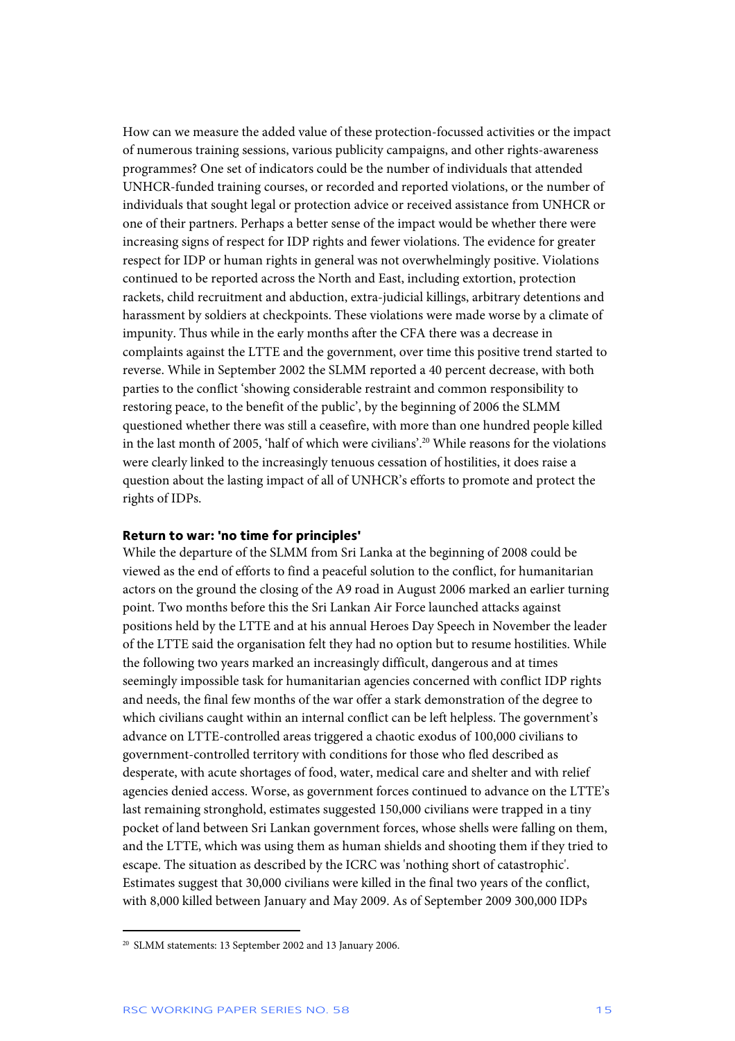How can we measure the added value of these protection-focussed activities or the impact of numerous training sessions, various publicity campaigns, and other rights-awareness programmes? One set of indicators could be the number of individuals that attended UNHCR-funded training courses, or recorded and reported violations, or the number of individuals that sought legal or protection advice or received assistance from UNHCR or one of their partners. Perhaps a better sense of the impact would be whether there were increasing signs of respect for IDP rights and fewer violations. The evidence for greater respect for IDP or human rights in general was not overwhelmingly positive. Violations continued to be reported across the North and East, including extortion, protection rackets, child recruitment and abduction, extra-judicial killings, arbitrary detentions and harassment by soldiers at checkpoints. These violations were made worse by a climate of impunity. Thus while in the early months after the CFA there was a decrease in complaints against the LTTE and the government, over time this positive trend started to reverse. While in September 2002 the SLMM reported a 40 percent decrease, with both parties to the conflict 'showing considerable restraint and common responsibility to restoring peace, to the benefit of the public', by the beginning of 2006 the SLMM questioned whether there was still a ceasefire, with more than one hundred people killed in the last month of 2005, 'half of which were civilians'.[20] While reasons for the violations were clearly linked to the increasingly tenuous cessation of hostilities, it does raise a question about the lasting impact of all of UNHCR's efforts to promote and protect the rights of IDPs.

**Return to war: 'no time for principles'**

While the departure of the SLMM from Sri Lanka at the beginning of 2008 could be viewed as the end of efforts to find a peaceful solution to the conflict, for humanitarian actors on the ground the closing of the A9 road in August 2006 marked an earlier turning point. Two months before this the Sri Lankan Air Force launched attacks against positions held by the LTTE and at his annual Heroes Day Speech in November the leader of the LTTE said the organisation felt they had no option but to resume hostilities. While the following two years marked an increasingly difficult, dangerous and at times seemingly impossible task for humanitarian agencies concerned with conflict IDP rights and needs, the final few months of the war offer a stark demonstration of the degree to which civilians caught within an internal conflict can be left helpless. The government's advance on LTTE-controlled areas triggered a chaotic exodus of 100,000 civilians to government-controlled territory with conditions for those who fled described as desperate, with acute shortages of food, water, medical care and shelter and with relief agencies denied access. Worse, as government forces continued to advance on the LTTE's last remaining stronghold, estimates suggested 150,000 civilians were trapped in a tiny pocket of land between Sri Lankan government forces, whose shells were falling on them, and the LTTE, which was using them as human shields and shooting them if they tried to escape. The situation as described by the ICRC was 'nothing short of catastrophic'. Estimates suggest that 30,000 civilians were killed in the final two years of the conflict, with 8,000 killed between January and May 2009. As of September 2009 300,000 IDPs

---

[20] SLMM statements: 13 September 2002 and 13 January 2006.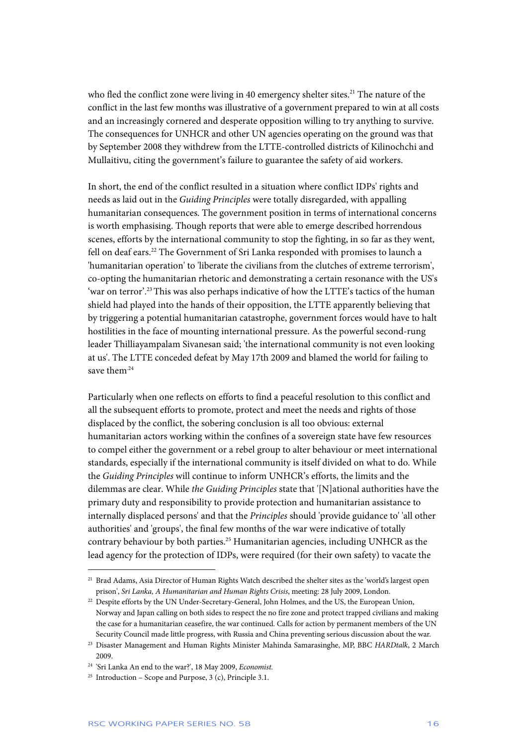who fled the conflict zone were living in 40 emergency shelter sites.[21] The nature of the conflict in the last few months was illustrative of a government prepared to win at all costs and an increasingly cornered and desperate opposition willing to try anything to survive. The consequences for UNHCR and other UN agencies operating on the ground was that by September 2008 they withdrew from the LTTE-controlled districts of Kilinochchi and Mullaitivu, citing the government's failure to guarantee the safety of aid workers.

In short, the end of the conflict resulted in a situation where conflict IDPs' rights and needs as laid out in the *Guiding Principles* were totally disregarded, with appalling humanitarian consequences. The government position in terms of international concerns is worth emphasising. Though reports that were able to emerge described horrendous scenes, efforts by the international community to stop the fighting, in so far as they went, fell on deaf ears.[22] The Government of Sri Lanka responded with promises to launch a 'humanitarian operation' to 'liberate the civilians from the clutches of extreme terrorism', co-opting the humanitarian rhetoric and demonstrating a certain resonance with the US's 'war on terror'.[23] This was also perhaps indicative of how the LTTE's tactics of the human shield had played into the hands of their opposition, the LTTE apparently believing that by triggering a potential humanitarian catastrophe, government forces would have to halt hostilities in the face of mounting international pressure. As the powerful second-rung leader Thilliayampalam Sivanesan said; 'the international community is not even looking at us'. The LTTE conceded defeat by May 17th 2009 and blamed the world for failing to save them[24]

Particularly when one reflects on efforts to find a peaceful resolution to this conflict and all the subsequent efforts to promote, protect and meet the needs and rights of those displaced by the conflict, the sobering conclusion is all too obvious: external humanitarian actors working within the confines of a sovereign state have few resources to compel either the government or a rebel group to alter behaviour or meet international standards, especially if the international community is itself divided on what to do. While the *Guiding Principles* will continue to inform UNHCR's efforts, the limits and the dilemmas are clear. While *the Guiding Principles* state that '[N]ational authorities have the primary duty and responsibility to provide protection and humanitarian assistance to internally displaced persons' and that the *Principles* should 'provide guidance to' 'all other authorities' and 'groups', the final few months of the war were indicative of totally contrary behaviour by both parties.[25] Humanitarian agencies, including UNHCR as the lead agency for the protection of IDPs, were required (for their own safety) to vacate the

---

[21] Brad Adams, Asia Director of Human Rights Watch described the shelter sites as the 'world's largest open prison', *Sri Lanka, A Humanitarian and Human Rights Crisis*, meeting: 28 July 2009, London.

[22] Despite efforts by the UN Under-Secretary-General, John Holmes, and the US, the European Union, Norway and Japan calling on both sides to respect the no fire zone and protect trapped civilians and making the case for a humanitarian ceasefire, the war continued. Calls for action by permanent members of the UN Security Council made little progress, with Russia and China preventing serious discussion about the war.

[23] Disaster Management and Human Rights Minister Mahinda Samarasinghe, MP, BBC *HARDtalk*, 2 March 2009.

[24] 'Sri Lanka An end to the war?', 18 May 2009, *Economist*.

[25] Introduction – Scope and Purpose, 3 (c), Principle 3.1.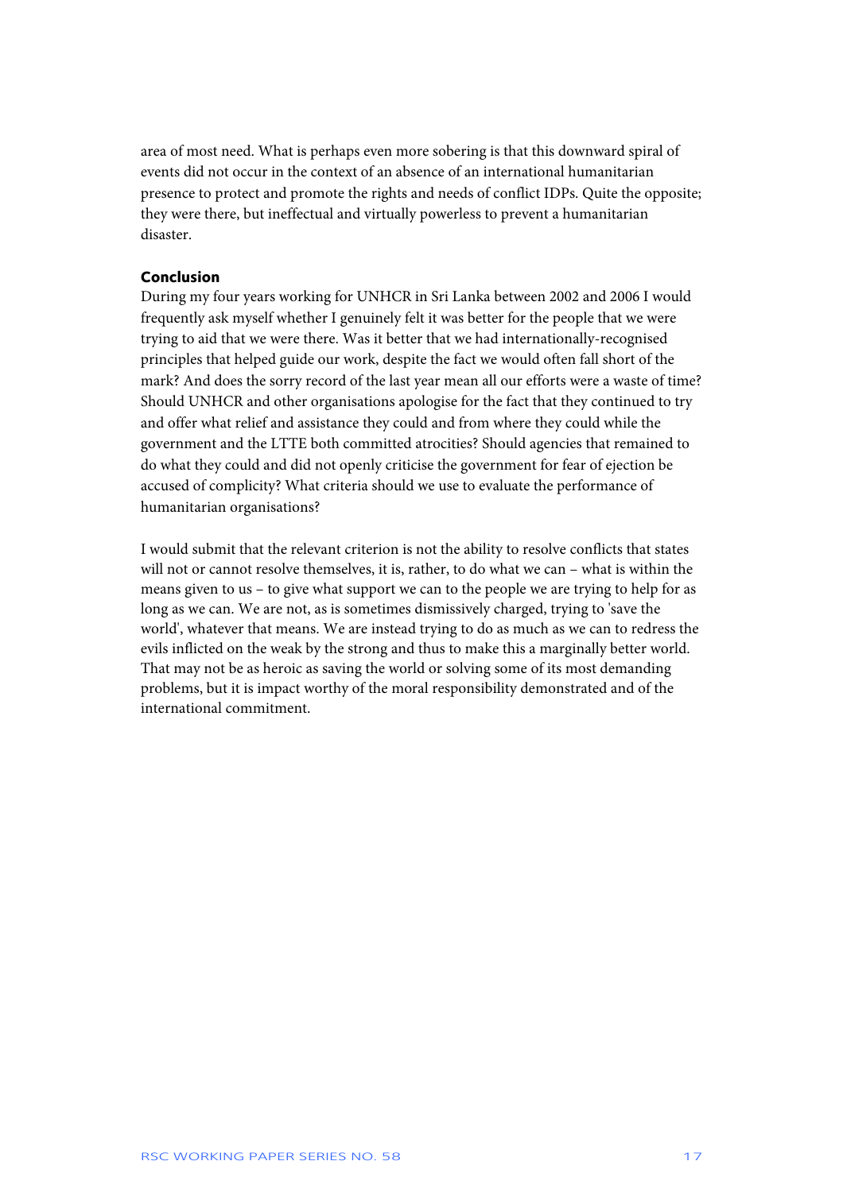area of most need. What is perhaps even more sobering is that this downward spiral of events did not occur in the context of an absence of an international humanitarian presence to protect and promote the rights and needs of conflict IDPs. Quite the opposite; they were there, but ineffectual and virtually powerless to prevent a humanitarian disaster.

## Conclusion

During my four years working for UNHCR in Sri Lanka between 2002 and 2006 I would frequently ask myself whether I genuinely felt it was better for the people that we were trying to aid that we were there. Was it better that we had internationally-recognised principles that helped guide our work, despite the fact we would often fall short of the mark? And does the sorry record of the last year mean all our efforts were a waste of time? Should UNHCR and other organisations apologise for the fact that they continued to try and offer what relief and assistance they could and from where they could while the government and the LTTE both committed atrocities? Should agencies that remained to do what they could and did not openly criticise the government for fear of ejection be accused of complicity? What criteria should we use to evaluate the performance of humanitarian organisations?

I would submit that the relevant criterion is not the ability to resolve conflicts that states will not or cannot resolve themselves, it is, rather, to do what we can – what is within the means given to us – to give what support we can to the people we are trying to help for as long as we can. We are not, as is sometimes dismissively charged, trying to 'save the world', whatever that means. We are instead trying to do as much as we can to redress the evils inflicted on the weak by the strong and thus to make this a marginally better world. That may not be as heroic as saving the world or solving some of its most demanding problems, but it is impact worthy of the moral responsibility demonstrated and of the international commitment.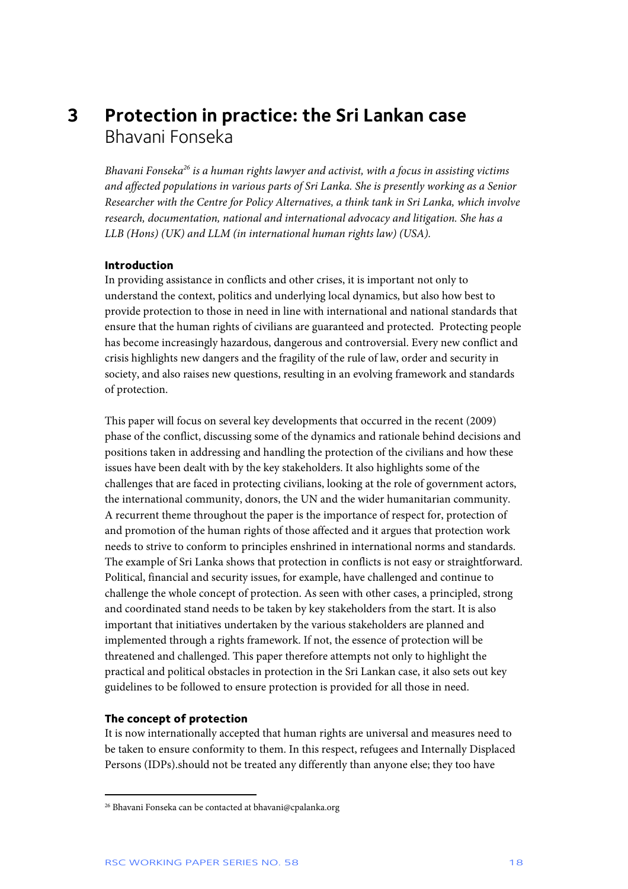# 3 Protection in practice: the Sri Lankan case
Bhavani Fonseka

*Bhavani Fonseka[26] is a human rights lawyer and activist, with a focus in assisting victims and affected populations in various parts of Sri Lanka. She is presently working as a Senior Researcher with the Centre for Policy Alternatives, a think tank in Sri Lanka, which involve research, documentation, national and international advocacy and litigation. She has a LLB (Hons) (UK) and LLM (in international human rights law) (USA).*

**Introduction**

In providing assistance in conflicts and other crises, it is important not only to understand the context, politics and underlying local dynamics, but also how best to provide protection to those in need in line with international and national standards that ensure that the human rights of civilians are guaranteed and protected. Protecting people has become increasingly hazardous, dangerous and controversial. Every new conflict and crisis highlights new dangers and the fragility of the rule of law, order and security in society, and also raises new questions, resulting in an evolving framework and standards of protection.

This paper will focus on several key developments that occurred in the recent (2009) phase of the conflict, discussing some of the dynamics and rationale behind decisions and positions taken in addressing and handling the protection of the civilians and how these issues have been dealt with by the key stakeholders. It also highlights some of the challenges that are faced in protecting civilians, looking at the role of government actors, the international community, donors, the UN and the wider humanitarian community. A recurrent theme throughout the paper is the importance of respect for, protection of and promotion of the human rights of those affected and it argues that protection work needs to strive to conform to principles enshrined in international norms and standards. The example of Sri Lanka shows that protection in conflicts is not easy or straightforward. Political, financial and security issues, for example, have challenged and continue to challenge the whole concept of protection. As seen with other cases, a principled, strong and coordinated stand needs to be taken by key stakeholders from the start. It is also important that initiatives undertaken by the various stakeholders are planned and implemented through a rights framework. If not, the essence of protection will be threatened and challenged. This paper therefore attempts not only to highlight the practical and political obstacles in protection in the Sri Lankan case, it also sets out key guidelines to be followed to ensure protection is provided for all those in need.

**The concept of protection**

It is now internationally accepted that human rights are universal and measures need to be taken to ensure conformity to them. In this respect, refugees and Internally Displaced Persons (IDPs).should not be treated any differently than anyone else; they too have

[26] Bhavani Fonseka can be contacted at bhavani@cpalanka.org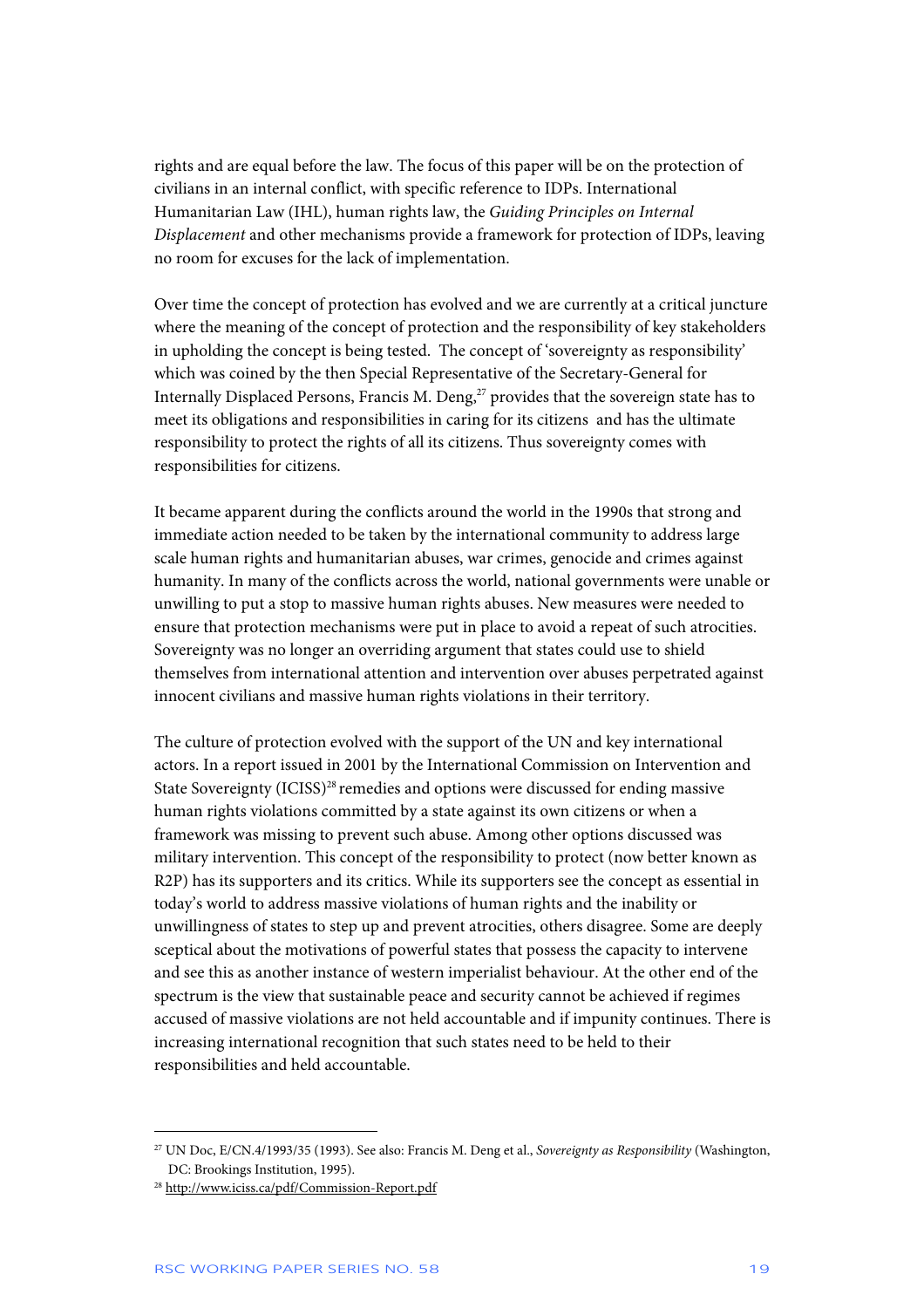rights and are equal before the law. The focus of this paper will be on the protection of civilians in an internal conflict, with specific reference to IDPs. International Humanitarian Law (IHL), human rights law, the *Guiding Principles on Internal Displacement* and other mechanisms provide a framework for protection of IDPs, leaving no room for excuses for the lack of implementation.

Over time the concept of protection has evolved and we are currently at a critical juncture where the meaning of the concept of protection and the responsibility of key stakeholders in upholding the concept is being tested. The concept of 'sovereignty as responsibility' which was coined by the then Special Representative of the Secretary-General for Internally Displaced Persons, Francis M. Deng,[27] provides that the sovereign state has to meet its obligations and responsibilities in caring for its citizens and has the ultimate responsibility to protect the rights of all its citizens. Thus sovereignty comes with responsibilities for citizens.

It became apparent during the conflicts around the world in the 1990s that strong and immediate action needed to be taken by the international community to address large scale human rights and humanitarian abuses, war crimes, genocide and crimes against humanity. In many of the conflicts across the world, national governments were unable or unwilling to put a stop to massive human rights abuses. New measures were needed to ensure that protection mechanisms were put in place to avoid a repeat of such atrocities. Sovereignty was no longer an overriding argument that states could use to shield themselves from international attention and intervention over abuses perpetrated against innocent civilians and massive human rights violations in their territory.

The culture of protection evolved with the support of the UN and key international actors. In a report issued in 2001 by the International Commission on Intervention and State Sovereignty (ICISS)[28] remedies and options were discussed for ending massive human rights violations committed by a state against its own citizens or when a framework was missing to prevent such abuse. Among other options discussed was military intervention. This concept of the responsibility to protect (now better known as R2P) has its supporters and its critics. While its supporters see the concept as essential in today's world to address massive violations of human rights and the inability or unwillingness of states to step up and prevent atrocities, others disagree. Some are deeply sceptical about the motivations of powerful states that possess the capacity to intervene and see this as another instance of western imperialist behaviour. At the other end of the spectrum is the view that sustainable peace and security cannot be achieved if regimes accused of massive violations are not held accountable and if impunity continues. There is increasing international recognition that such states need to be held to their responsibilities and held accountable.

---

[27] UN Doc, E/CN.4/1993/35 (1993). See also: Francis M. Deng et al., *Sovereignty as Responsibility* (Washington, DC: Brookings Institution, 1995).

[28] http://www.iciss.ca/pdf/Commission-Report.pdf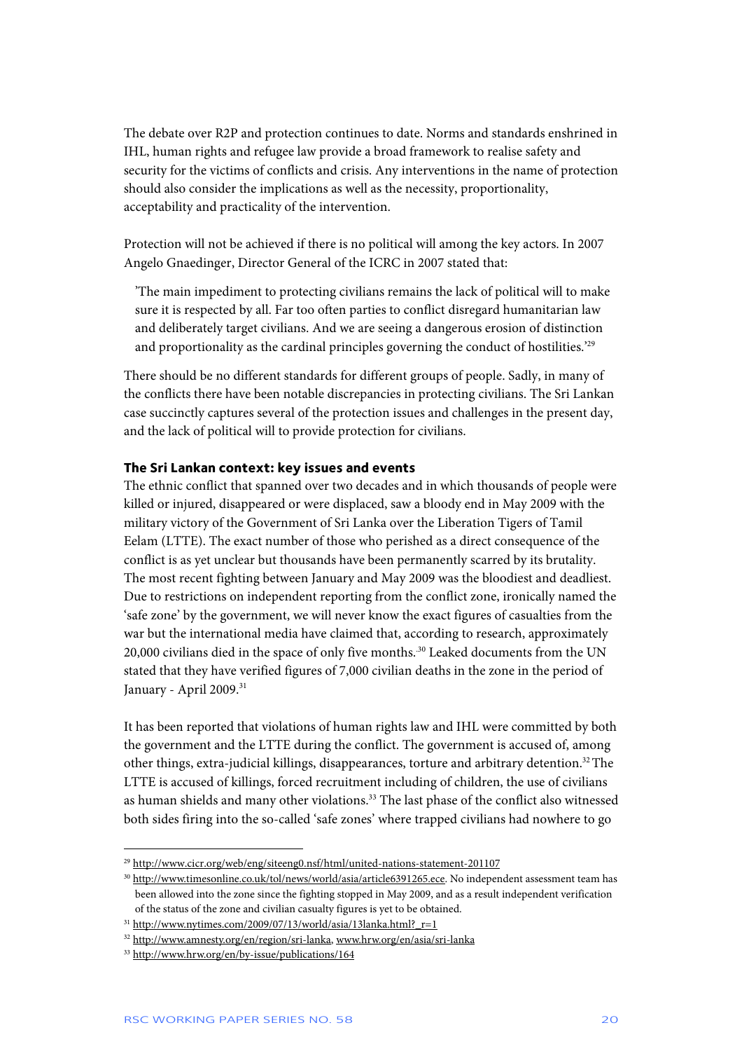The debate over R2P and protection continues to date. Norms and standards enshrined in IHL, human rights and refugee law provide a broad framework to realise safety and security for the victims of conflicts and crisis. Any interventions in the name of protection should also consider the implications as well as the necessity, proportionality, acceptability and practicality of the intervention.

Protection will not be achieved if there is no political will among the key actors. In 2007 Angelo Gnaedinger, Director General of the ICRC in 2007 stated that:

> 'The main impediment to protecting civilians remains the lack of political will to make sure it is respected by all. Far too often parties to conflict disregard humanitarian law and deliberately target civilians. And we are seeing a dangerous erosion of distinction and proportionality as the cardinal principles governing the conduct of hostilities.'[29]

There should be no different standards for different groups of people. Sadly, in many of the conflicts there have been notable discrepancies in protecting civilians. The Sri Lankan case succinctly captures several of the protection issues and challenges in the present day, and the lack of political will to provide protection for civilians.

### The Sri Lankan context: key issues and events

The ethnic conflict that spanned over two decades and in which thousands of people were killed or injured, disappeared or were displaced, saw a bloody end in May 2009 with the military victory of the Government of Sri Lanka over the Liberation Tigers of Tamil Eelam (LTTE). The exact number of those who perished as a direct consequence of the conflict is as yet unclear but thousands have been permanently scarred by its brutality. The most recent fighting between January and May 2009 was the bloodiest and deadliest. Due to restrictions on independent reporting from the conflict zone, ironically named the 'safe zone' by the government, we will never know the exact figures of casualties from the war but the international media have claimed that, according to research, approximately 20,000 civilians died in the space of only five months.[30] Leaked documents from the UN stated that they have verified figures of 7,000 civilian deaths in the zone in the period of January - April 2009.[31]

It has been reported that violations of human rights law and IHL were committed by both the government and the LTTE during the conflict. The government is accused of, among other things, extra-judicial killings, disappearances, torture and arbitrary detention.[32] The LTTE is accused of killings, forced recruitment including of children, the use of civilians as human shields and many other violations.[33] The last phase of the conflict also witnessed both sides firing into the so-called 'safe zones' where trapped civilians had nowhere to go

---

[29] http://www.cicr.org/web/eng/siteeng0.nsf/html/united-nations-statement-201107

[30] http://www.timesonline.co.uk/tol/news/world/asia/article6391265.ece. No independent assessment team has been allowed into the zone since the fighting stopped in May 2009, and as a result independent verification of the status of the zone and civilian casualty figures is yet to be obtained.

[31] http://www.nytimes.com/2009/07/13/world/asia/13lanka.html?_r=1

[32] http://www.amnesty.org/en/region/sri-lanka, www.hrw.org/en/asia/sri-lanka

[33] http://www.hrw.org/en/by-issue/publications/164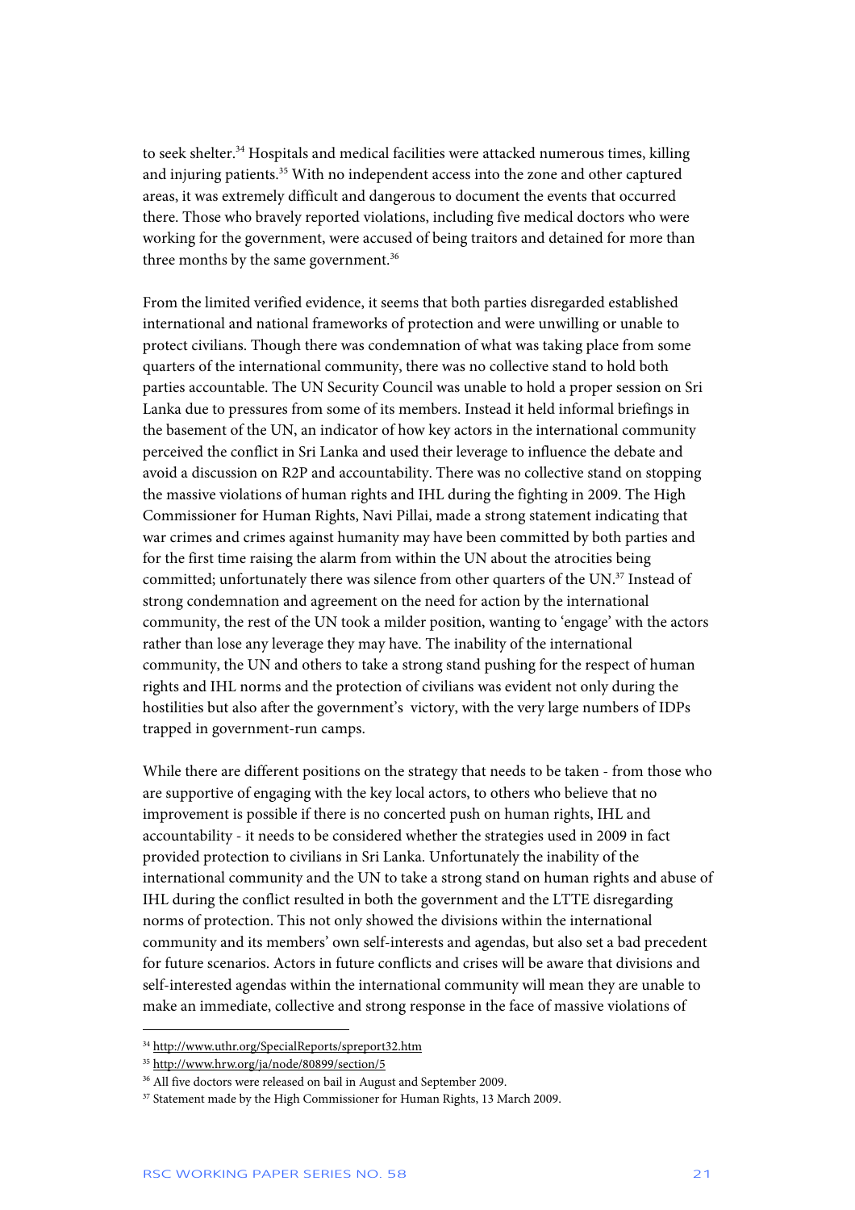to seek shelter.[34] Hospitals and medical facilities were attacked numerous times, killing and injuring patients.[35] With no independent access into the zone and other captured areas, it was extremely difficult and dangerous to document the events that occurred there. Those who bravely reported violations, including five medical doctors who were working for the government, were accused of being traitors and detained for more than three months by the same government.[36]

From the limited verified evidence, it seems that both parties disregarded established international and national frameworks of protection and were unwilling or unable to protect civilians. Though there was condemnation of what was taking place from some quarters of the international community, there was no collective stand to hold both parties accountable. The UN Security Council was unable to hold a proper session on Sri Lanka due to pressures from some of its members. Instead it held informal briefings in the basement of the UN, an indicator of how key actors in the international community perceived the conflict in Sri Lanka and used their leverage to influence the debate and avoid a discussion on R2P and accountability. There was no collective stand on stopping the massive violations of human rights and IHL during the fighting in 2009. The High Commissioner for Human Rights, Navi Pillai, made a strong statement indicating that war crimes and crimes against humanity may have been committed by both parties and for the first time raising the alarm from within the UN about the atrocities being committed; unfortunately there was silence from other quarters of the UN.[37] Instead of strong condemnation and agreement on the need for action by the international community, the rest of the UN took a milder position, wanting to 'engage' with the actors rather than lose any leverage they may have. The inability of the international community, the UN and others to take a strong stand pushing for the respect of human rights and IHL norms and the protection of civilians was evident not only during the hostilities but also after the government's victory, with the very large numbers of IDPs trapped in government-run camps.

While there are different positions on the strategy that needs to be taken - from those who are supportive of engaging with the key local actors, to others who believe that no improvement is possible if there is no concerted push on human rights, IHL and accountability - it needs to be considered whether the strategies used in 2009 in fact provided protection to civilians in Sri Lanka. Unfortunately the inability of the international community and the UN to take a strong stand on human rights and abuse of IHL during the conflict resulted in both the government and the LTTE disregarding norms of protection. This not only showed the divisions within the international community and its members' own self-interests and agendas, but also set a bad precedent for future scenarios. Actors in future conflicts and crises will be aware that divisions and self-interested agendas within the international community will mean they are unable to make an immediate, collective and strong response in the face of massive violations of

---

[34] http://www.uthr.org/SpecialReports/spreport32.htm

[35] http://www.hrw.org/ja/node/80899/section/5

[36] All five doctors were released on bail in August and September 2009.

[37] Statement made by the High Commissioner for Human Rights, 13 March 2009.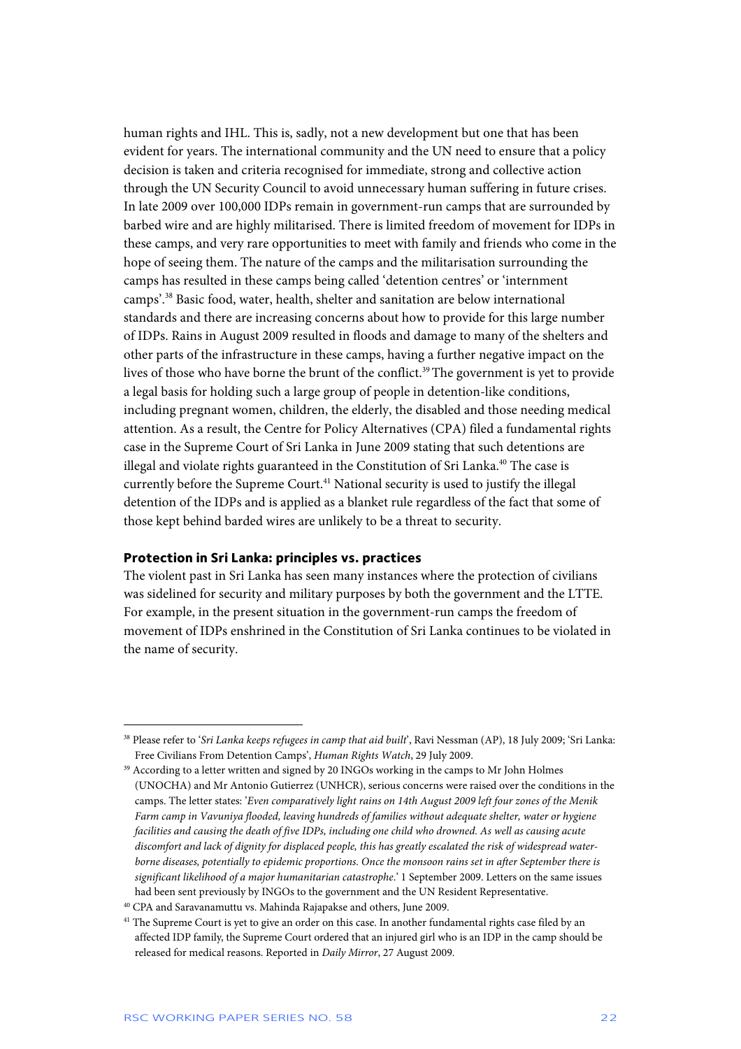human rights and IHL. This is, sadly, not a new development but one that has been evident for years. The international community and the UN need to ensure that a policy decision is taken and criteria recognised for immediate, strong and collective action through the UN Security Council to avoid unnecessary human suffering in future crises. In late 2009 over 100,000 IDPs remain in government-run camps that are surrounded by barbed wire and are highly militarised. There is limited freedom of movement for IDPs in these camps, and very rare opportunities to meet with family and friends who come in the hope of seeing them. The nature of the camps and the militarisation surrounding the camps has resulted in these camps being called 'detention centres' or 'internment camps'.[38] Basic food, water, health, shelter and sanitation are below international standards and there are increasing concerns about how to provide for this large number of IDPs. Rains in August 2009 resulted in floods and damage to many of the shelters and other parts of the infrastructure in these camps, having a further negative impact on the lives of those who have borne the brunt of the conflict.[39] The government is yet to provide a legal basis for holding such a large group of people in detention-like conditions, including pregnant women, children, the elderly, the disabled and those needing medical attention. As a result, the Centre for Policy Alternatives (CPA) filed a fundamental rights case in the Supreme Court of Sri Lanka in June 2009 stating that such detentions are illegal and violate rights guaranteed in the Constitution of Sri Lanka.[40] The case is currently before the Supreme Court.[41] National security is used to justify the illegal detention of the IDPs and is applied as a blanket rule regardless of the fact that some of those kept behind barded wires are unlikely to be a threat to security.

### Protection in Sri Lanka: principles vs. practices

The violent past in Sri Lanka has seen many instances where the protection of civilians was sidelined for security and military purposes by both the government and the LTTE. For example, in the present situation in the government-run camps the freedom of movement of IDPs enshrined in the Constitution of Sri Lanka continues to be violated in the name of security.

---

[38] Please refer to '*Sri Lanka keeps refugees in camp that aid built*', Ravi Nessman (AP), 18 July 2009; 'Sri Lanka: Free Civilians From Detention Camps', *Human Rights Watch*, 29 July 2009.

[39] According to a letter written and signed by 20 INGOs working in the camps to Mr John Holmes (UNOCHA) and Mr Antonio Gutierrez (UNHCR), serious concerns were raised over the conditions in the camps. The letter states: '*Even comparatively light rains on 14th August 2009 left four zones of the Menik Farm camp in Vavuniya flooded, leaving hundreds of families without adequate shelter, water or hygiene facilities and causing the death of five IDPs, including one child who drowned. As well as causing acute discomfort and lack of dignity for displaced people, this has greatly escalated the risk of widespread water-borne diseases, potentially to epidemic proportions. Once the monsoon rains set in after September there is significant likelihood of a major humanitarian catastrophe*.' 1 September 2009. Letters on the same issues had been sent previously by INGOs to the government and the UN Resident Representative.

[40] CPA and Saravanamuttu vs. Mahinda Rajapakse and others, June 2009.

[41] The Supreme Court is yet to give an order on this case. In another fundamental rights case filed by an affected IDP family, the Supreme Court ordered that an injured girl who is an IDP in the camp should be released for medical reasons. Reported in *Daily Mirror*, 27 August 2009.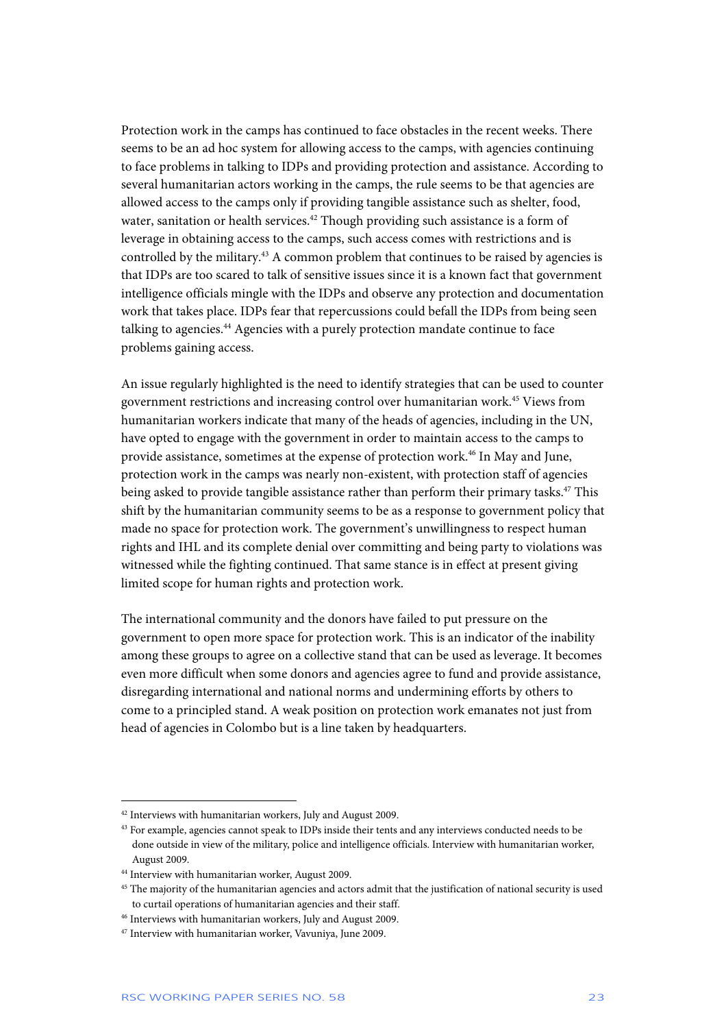Protection work in the camps has continued to face obstacles in the recent weeks. There seems to be an ad hoc system for allowing access to the camps, with agencies continuing to face problems in talking to IDPs and providing protection and assistance. According to several humanitarian actors working in the camps, the rule seems to be that agencies are allowed access to the camps only if providing tangible assistance such as shelter, food, water, sanitation or health services.[42] Though providing such assistance is a form of leverage in obtaining access to the camps, such access comes with restrictions and is controlled by the military.[43] A common problem that continues to be raised by agencies is that IDPs are too scared to talk of sensitive issues since it is a known fact that government intelligence officials mingle with the IDPs and observe any protection and documentation work that takes place. IDPs fear that repercussions could befall the IDPs from being seen talking to agencies.[44] Agencies with a purely protection mandate continue to face problems gaining access.

An issue regularly highlighted is the need to identify strategies that can be used to counter government restrictions and increasing control over humanitarian work.[45] Views from humanitarian workers indicate that many of the heads of agencies, including in the UN, have opted to engage with the government in order to maintain access to the camps to provide assistance, sometimes at the expense of protection work.[46] In May and June, protection work in the camps was nearly non-existent, with protection staff of agencies being asked to provide tangible assistance rather than perform their primary tasks.[47] This shift by the humanitarian community seems to be as a response to government policy that made no space for protection work. The government's unwillingness to respect human rights and IHL and its complete denial over committing and being party to violations was witnessed while the fighting continued. That same stance is in effect at present giving limited scope for human rights and protection work.

The international community and the donors have failed to put pressure on the government to open more space for protection work. This is an indicator of the inability among these groups to agree on a collective stand that can be used as leverage. It becomes even more difficult when some donors and agencies agree to fund and provide assistance, disregarding international and national norms and undermining efforts by others to come to a principled stand. A weak position on protection work emanates not just from head of agencies in Colombo but is a line taken by headquarters.

---

[42] Interviews with humanitarian workers, July and August 2009.

[43] For example, agencies cannot speak to IDPs inside their tents and any interviews conducted needs to be done outside in view of the military, police and intelligence officials. Interview with humanitarian worker, August 2009.

[44] Interview with humanitarian worker, August 2009.

[45] The majority of the humanitarian agencies and actors admit that the justification of national security is used to curtail operations of humanitarian agencies and their staff.

[46] Interviews with humanitarian workers, July and August 2009.

[47] Interview with humanitarian worker, Vavuniya, June 2009.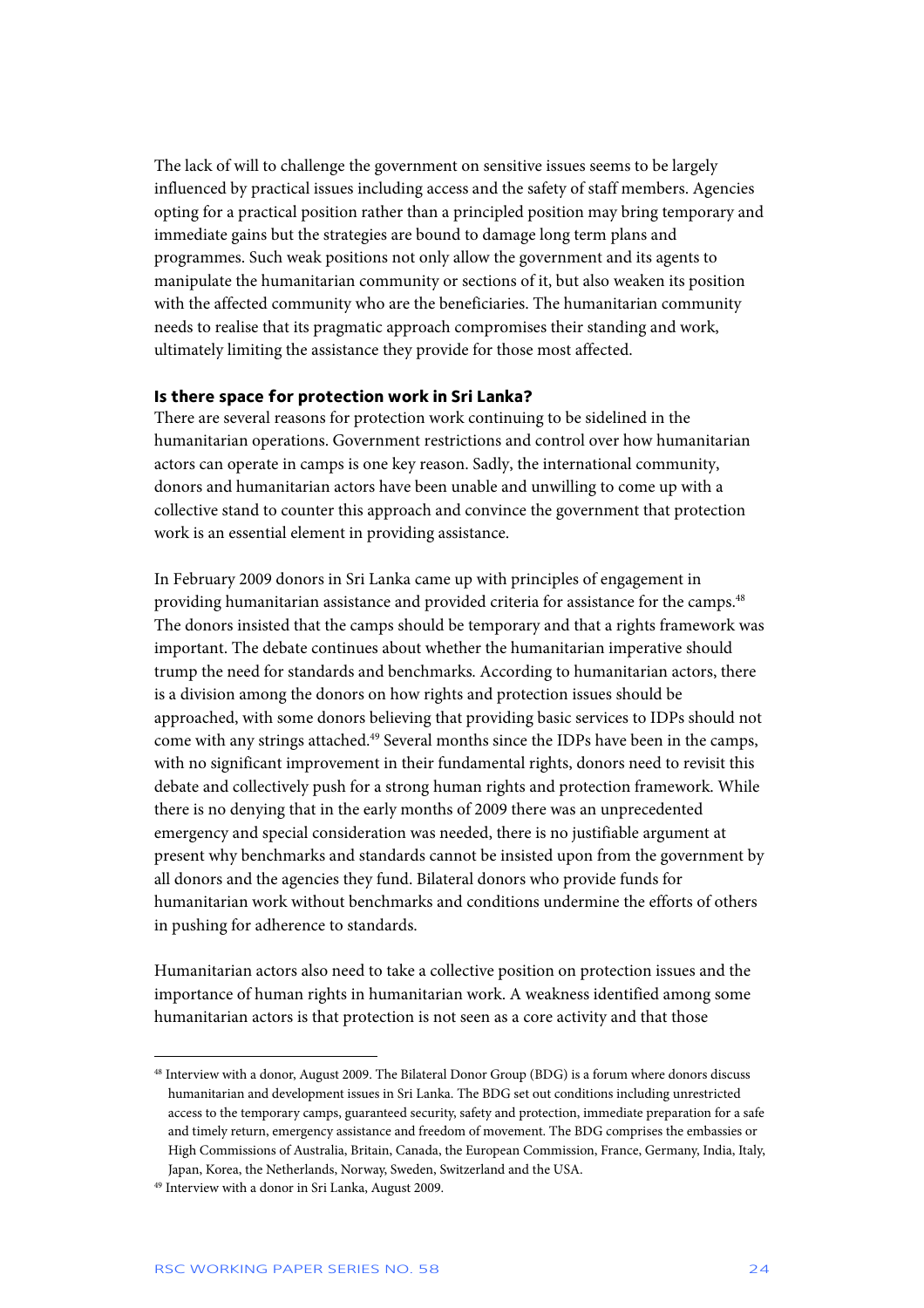The lack of will to challenge the government on sensitive issues seems to be largely influenced by practical issues including access and the safety of staff members. Agencies opting for a practical position rather than a principled position may bring temporary and immediate gains but the strategies are bound to damage long term plans and programmes. Such weak positions not only allow the government and its agents to manipulate the humanitarian community or sections of it, but also weaken its position with the affected community who are the beneficiaries. The humanitarian community needs to realise that its pragmatic approach compromises their standing and work, ultimately limiting the assistance they provide for those most affected.

### Is there space for protection work in Sri Lanka?

There are several reasons for protection work continuing to be sidelined in the humanitarian operations. Government restrictions and control over how humanitarian actors can operate in camps is one key reason. Sadly, the international community, donors and humanitarian actors have been unable and unwilling to come up with a collective stand to counter this approach and convince the government that protection work is an essential element in providing assistance.

In February 2009 donors in Sri Lanka came up with principles of engagement in providing humanitarian assistance and provided criteria for assistance for the camps.[48] The donors insisted that the camps should be temporary and that a rights framework was important. The debate continues about whether the humanitarian imperative should trump the need for standards and benchmarks. According to humanitarian actors, there is a division among the donors on how rights and protection issues should be approached, with some donors believing that providing basic services to IDPs should not come with any strings attached.[49] Several months since the IDPs have been in the camps, with no significant improvement in their fundamental rights, donors need to revisit this debate and collectively push for a strong human rights and protection framework. While there is no denying that in the early months of 2009 there was an unprecedented emergency and special consideration was needed, there is no justifiable argument at present why benchmarks and standards cannot be insisted upon from the government by all donors and the agencies they fund. Bilateral donors who provide funds for humanitarian work without benchmarks and conditions undermine the efforts of others in pushing for adherence to standards.

Humanitarian actors also need to take a collective position on protection issues and the importance of human rights in humanitarian work. A weakness identified among some humanitarian actors is that protection is not seen as a core activity and that those

---

[48] Interview with a donor, August 2009. The Bilateral Donor Group (BDG) is a forum where donors discuss humanitarian and development issues in Sri Lanka. The BDG set out conditions including unrestricted access to the temporary camps, guaranteed security, safety and protection, immediate preparation for a safe and timely return, emergency assistance and freedom of movement. The BDG comprises the embassies or High Commissions of Australia, Britain, Canada, the European Commission, France, Germany, India, Italy, Japan, Korea, the Netherlands, Norway, Sweden, Switzerland and the USA.

[49] Interview with a donor in Sri Lanka, August 2009.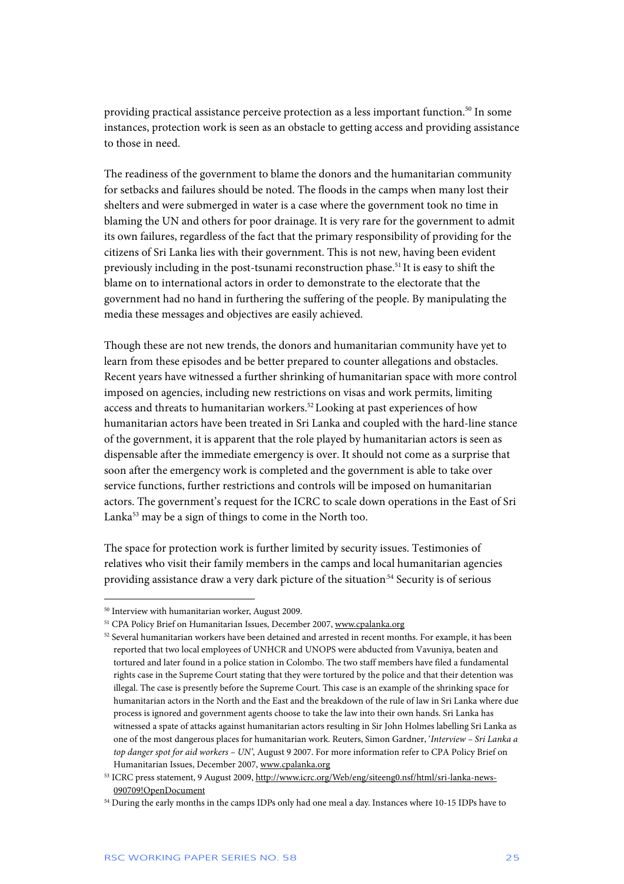providing practical assistance perceive protection as a less important function.[50] In some instances, protection work is seen as an obstacle to getting access and providing assistance to those in need.

The readiness of the government to blame the donors and the humanitarian community for setbacks and failures should be noted. The floods in the camps when many lost their shelters and were submerged in water is a case where the government took no time in blaming the UN and others for poor drainage. It is very rare for the government to admit its own failures, regardless of the fact that the primary responsibility of providing for the citizens of Sri Lanka lies with their government. This is not new, having been evident previously including in the post-tsunami reconstruction phase.[51] It is easy to shift the blame on to international actors in order to demonstrate to the electorate that the government had no hand in furthering the suffering of the people. By manipulating the media these messages and objectives are easily achieved.

Though these are not new trends, the donors and humanitarian community have yet to learn from these episodes and be better prepared to counter allegations and obstacles. Recent years have witnessed a further shrinking of humanitarian space with more control imposed on agencies, including new restrictions on visas and work permits, limiting access and threats to humanitarian workers.[52] Looking at past experiences of how humanitarian actors have been treated in Sri Lanka and coupled with the hard-line stance of the government, it is apparent that the role played by humanitarian actors is seen as dispensable after the immediate emergency is over. It should not come as a surprise that soon after the emergency work is completed and the government is able to take over service functions, further restrictions and controls will be imposed on humanitarian actors. The government's request for the ICRC to scale down operations in the East of Sri Lanka[53] may be a sign of things to come in the North too.

The space for protection work is further limited by security issues. Testimonies of relatives who visit their family members in the camps and local humanitarian agencies providing assistance draw a very dark picture of the situation.[54] Security is of serious

---

[50] Interview with humanitarian worker, August 2009.

[51] CPA Policy Brief on Humanitarian Issues, December 2007, www.cpalanka.org

[52] Several humanitarian workers have been detained and arrested in recent months. For example, it has been reported that two local employees of UNHCR and UNOPS were abducted from Vavuniya, beaten and tortured and later found in a police station in Colombo. The two staff members have filed a fundamental rights case in the Supreme Court stating that they were tortured by the police and that their detention was illegal. The case is presently before the Supreme Court. This case is an example of the shrinking space for humanitarian actors in the North and the East and the breakdown of the rule of law in Sri Lanka where due process is ignored and government agents choose to take the law into their own hands. Sri Lanka has witnessed a spate of attacks against humanitarian actors resulting in Sir John Holmes labelling Sri Lanka as one of the most dangerous places for humanitarian work. Reuters, Simon Gardner, '*Interview – Sri Lanka a top danger spot for aid workers – UN*', August 9 2007. For more information refer to CPA Policy Brief on Humanitarian Issues, December 2007, www.cpalanka.org

[53] ICRC press statement, 9 August 2009, http://www.icrc.org/Web/eng/siteeng0.nsf/html/sri-lanka-news-090709!OpenDocument

[54] During the early months in the camps IDPs only had one meal a day. Instances where 10-15 IDPs have to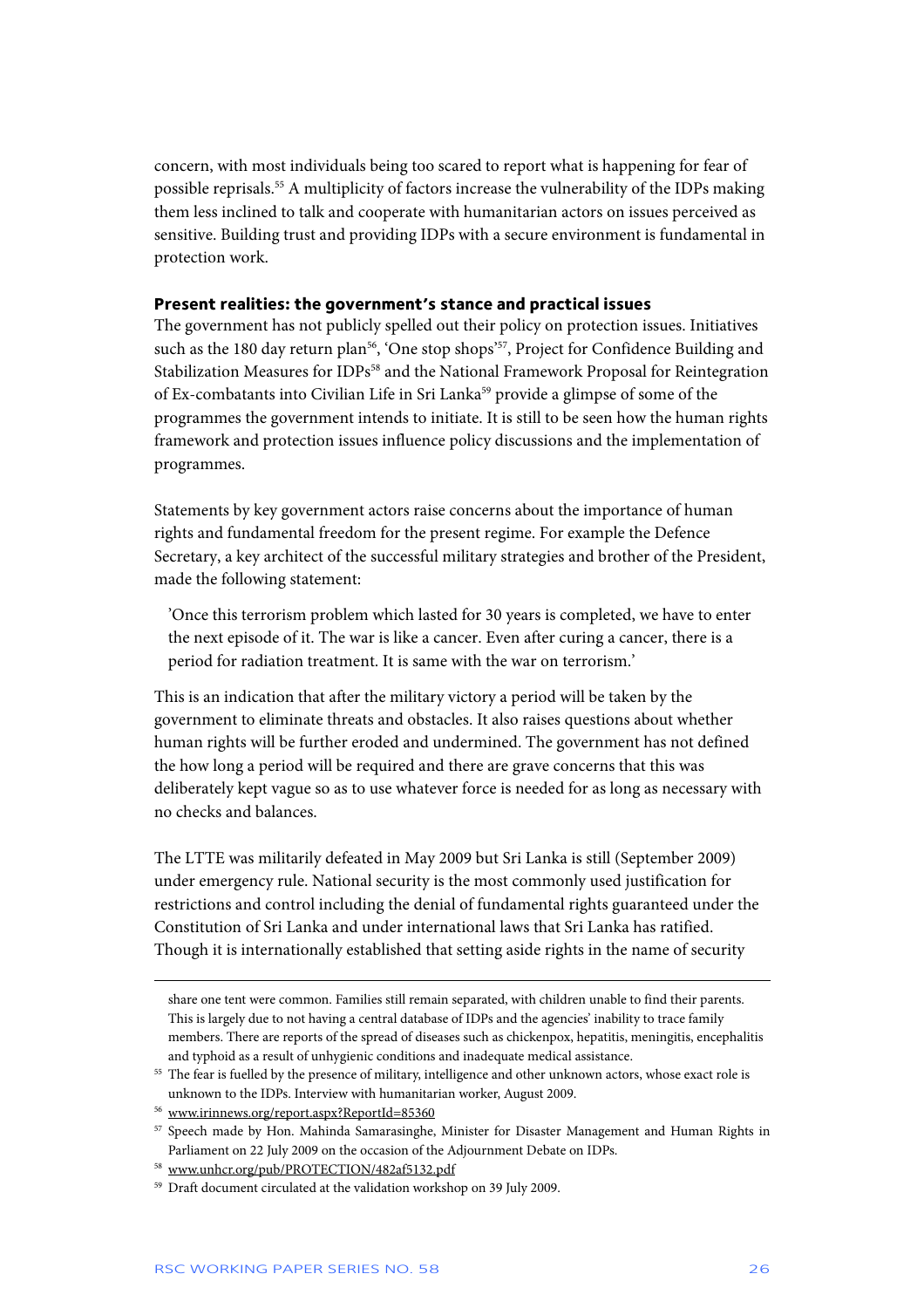concern, with most individuals being too scared to report what is happening for fear of possible reprisals.[55] A multiplicity of factors increase the vulnerability of the IDPs making them less inclined to talk and cooperate with humanitarian actors on issues perceived as sensitive. Building trust and providing IDPs with a secure environment is fundamental in protection work.

### Present realities: the government's stance and practical issues

The government has not publicly spelled out their policy on protection issues. Initiatives such as the 180 day return plan[56], 'One stop shops'[57], Project for Confidence Building and Stabilization Measures for IDPs[58] and the National Framework Proposal for Reintegration of Ex-combatants into Civilian Life in Sri Lanka[59] provide a glimpse of some of the programmes the government intends to initiate. It is still to be seen how the human rights framework and protection issues influence policy discussions and the implementation of programmes.

Statements by key government actors raise concerns about the importance of human rights and fundamental freedom for the present regime. For example the Defence Secretary, a key architect of the successful military strategies and brother of the President, made the following statement:

> 'Once this terrorism problem which lasted for 30 years is completed, we have to enter the next episode of it. The war is like a cancer. Even after curing a cancer, there is a period for radiation treatment. It is same with the war on terrorism.'

This is an indication that after the military victory a period will be taken by the government to eliminate threats and obstacles. It also raises questions about whether human rights will be further eroded and undermined. The government has not defined the how long a period will be required and there are grave concerns that this was deliberately kept vague so as to use whatever force is needed for as long as necessary with no checks and balances.

The LTTE was militarily defeated in May 2009 but Sri Lanka is still (September 2009) under emergency rule. National security is the most commonly used justification for restrictions and control including the denial of fundamental rights guaranteed under the Constitution of Sri Lanka and under international laws that Sri Lanka has ratified. Though it is internationally established that setting aside rights in the name of security

---

share one tent were common. Families still remain separated, with children unable to find their parents. This is largely due to not having a central database of IDPs and the agencies' inability to trace family members. There are reports of the spread of diseases such as chickenpox, hepatitis, meningitis, encephalitis and typhoid as a result of unhygienic conditions and inadequate medical assistance.

[55] The fear is fuelled by the presence of military, intelligence and other unknown actors, whose exact role is unknown to the IDPs. Interview with humanitarian worker, August 2009.

[56] www.irinnews.org/report.aspx?ReportId=85360

[57] Speech made by Hon. Mahinda Samarasinghe, Minister for Disaster Management and Human Rights in Parliament on 22 July 2009 on the occasion of the Adjournment Debate on IDPs.

[58] www.unhcr.org/pub/PROTECTION/482af5132.pdf

[59] Draft document circulated at the validation workshop on 39 July 2009.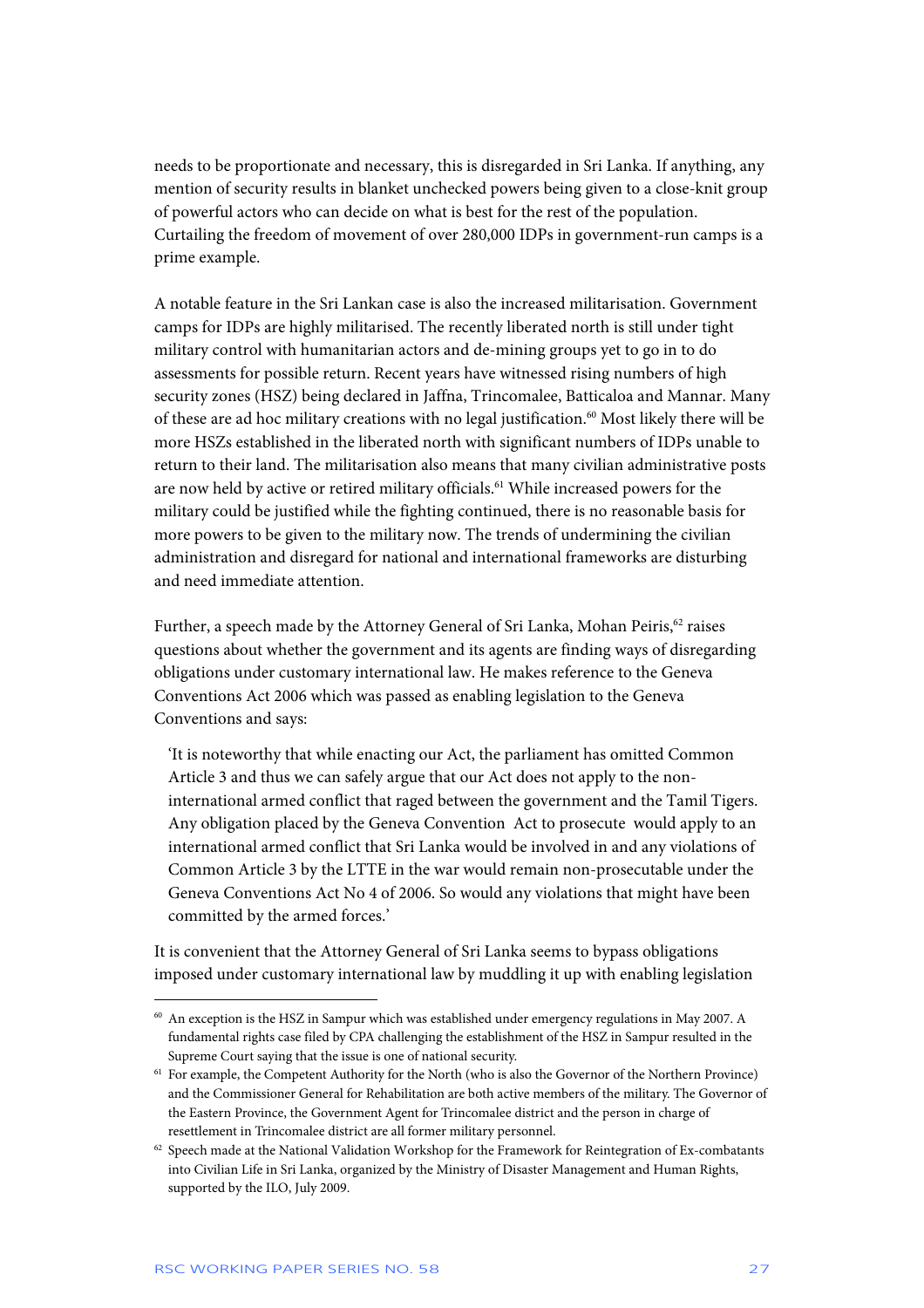needs to be proportionate and necessary, this is disregarded in Sri Lanka. If anything, any mention of security results in blanket unchecked powers being given to a close-knit group of powerful actors who can decide on what is best for the rest of the population. Curtailing the freedom of movement of over 280,000 IDPs in government-run camps is a prime example.

A notable feature in the Sri Lankan case is also the increased militarisation. Government camps for IDPs are highly militarised. The recently liberated north is still under tight military control with humanitarian actors and de-mining groups yet to go in to do assessments for possible return. Recent years have witnessed rising numbers of high security zones (HSZ) being declared in Jaffna, Trincomalee, Batticaloa and Mannar. Many of these are ad hoc military creations with no legal justification.[60] Most likely there will be more HSZs established in the liberated north with significant numbers of IDPs unable to return to their land. The militarisation also means that many civilian administrative posts are now held by active or retired military officials.[61] While increased powers for the military could be justified while the fighting continued, there is no reasonable basis for more powers to be given to the military now. The trends of undermining the civilian administration and disregard for national and international frameworks are disturbing and need immediate attention.

Further, a speech made by the Attorney General of Sri Lanka, Mohan Peiris,[62] raises questions about whether the government and its agents are finding ways of disregarding obligations under customary international law. He makes reference to the Geneva Conventions Act 2006 which was passed as enabling legislation to the Geneva Conventions and says:

> 'It is noteworthy that while enacting our Act, the parliament has omitted Common Article 3 and thus we can safely argue that our Act does not apply to the non-international armed conflict that raged between the government and the Tamil Tigers. Any obligation placed by the Geneva Convention Act to prosecute would apply to an international armed conflict that Sri Lanka would be involved in and any violations of Common Article 3 by the LTTE in the war would remain non-prosecutable under the Geneva Conventions Act No 4 of 2006. So would any violations that might have been committed by the armed forces.'

It is convenient that the Attorney General of Sri Lanka seems to bypass obligations imposed under customary international law by muddling it up with enabling legislation

---

[60] An exception is the HSZ in Sampur which was established under emergency regulations in May 2007. A fundamental rights case filed by CPA challenging the establishment of the HSZ in Sampur resulted in the Supreme Court saying that the issue is one of national security.

[61] For example, the Competent Authority for the North (who is also the Governor of the Northern Province) and the Commissioner General for Rehabilitation are both active members of the military. The Governor of the Eastern Province, the Government Agent for Trincomalee district and the person in charge of resettlement in Trincomalee district are all former military personnel.

[62] Speech made at the National Validation Workshop for the Framework for Reintegration of Ex-combatants into Civilian Life in Sri Lanka, organized by the Ministry of Disaster Management and Human Rights, supported by the ILO, July 2009.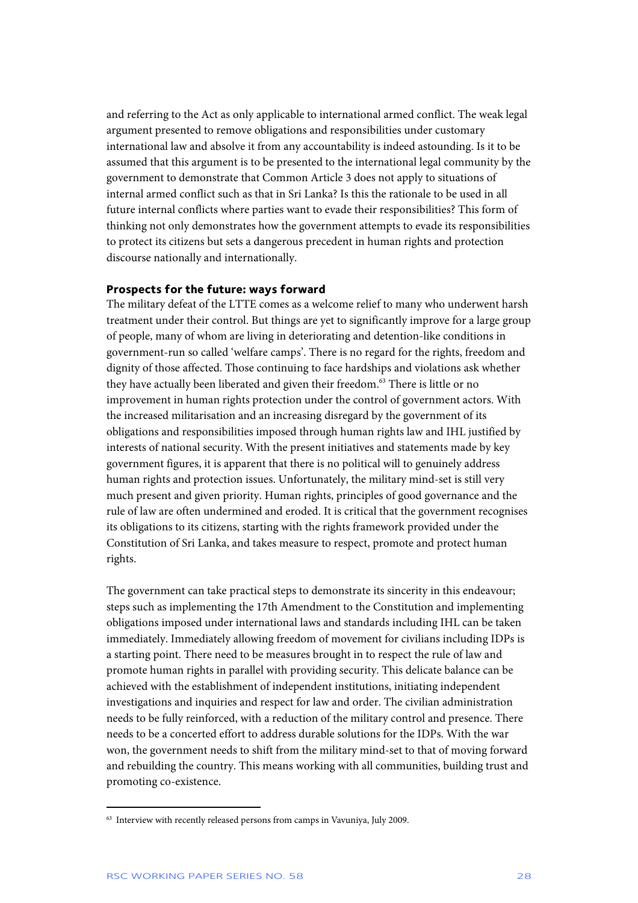and referring to the Act as only applicable to international armed conflict. The weak legal argument presented to remove obligations and responsibilities under customary international law and absolve it from any accountability is indeed astounding. Is it to be assumed that this argument is to be presented to the international legal community by the government to demonstrate that Common Article 3 does not apply to situations of internal armed conflict such as that in Sri Lanka? Is this the rationale to be used in all future internal conflicts where parties want to evade their responsibilities? This form of thinking not only demonstrates how the government attempts to evade its responsibilities to protect its citizens but sets a dangerous precedent in human rights and protection discourse nationally and internationally.

**Prospects for the future: ways forward**

The military defeat of the LTTE comes as a welcome relief to many who underwent harsh treatment under their control. But things are yet to significantly improve for a large group of people, many of whom are living in deteriorating and detention-like conditions in government-run so called 'welfare camps'. There is no regard for the rights, freedom and dignity of those affected. Those continuing to face hardships and violations ask whether they have actually been liberated and given their freedom.[63] There is little or no improvement in human rights protection under the control of government actors. With the increased militarisation and an increasing disregard by the government of its obligations and responsibilities imposed through human rights law and IHL justified by interests of national security. With the present initiatives and statements made by key government figures, it is apparent that there is no political will to genuinely address human rights and protection issues. Unfortunately, the military mind-set is still very much present and given priority. Human rights, principles of good governance and the rule of law are often undermined and eroded. It is critical that the government recognises its obligations to its citizens, starting with the rights framework provided under the Constitution of Sri Lanka, and takes measure to respect, promote and protect human rights.

The government can take practical steps to demonstrate its sincerity in this endeavour; steps such as implementing the 17th Amendment to the Constitution and implementing obligations imposed under international laws and standards including IHL can be taken immediately. Immediately allowing freedom of movement for civilians including IDPs is a starting point. There need to be measures brought in to respect the rule of law and promote human rights in parallel with providing security. This delicate balance can be achieved with the establishment of independent institutions, initiating independent investigations and inquiries and respect for law and order. The civilian administration needs to be fully reinforced, with a reduction of the military control and presence. There needs to be a concerted effort to address durable solutions for the IDPs. With the war won, the government needs to shift from the military mind-set to that of moving forward and rebuilding the country. This means working with all communities, building trust and promoting co-existence.

[63] Interview with recently released persons from camps in Vavuniya, July 2009.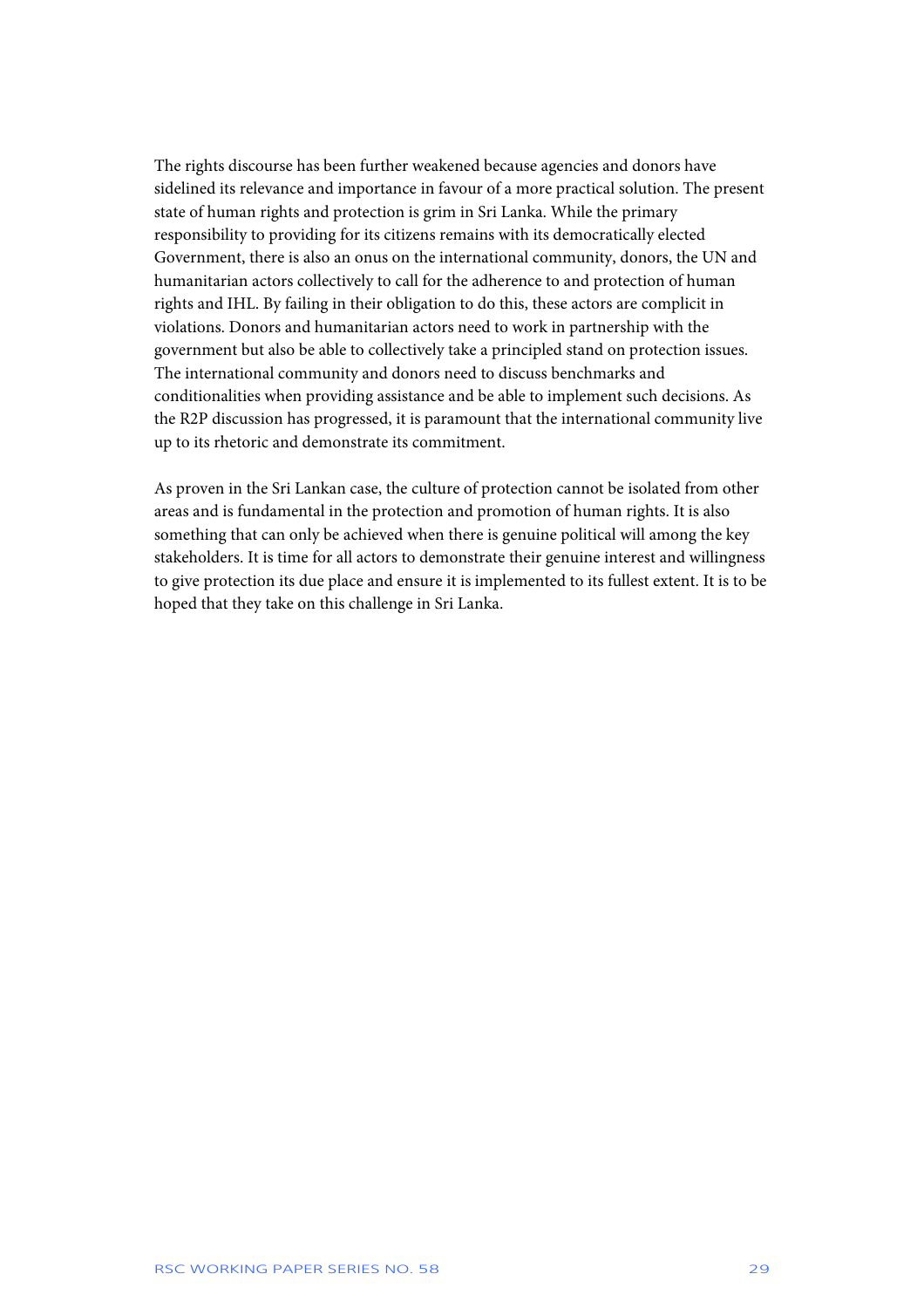The rights discourse has been further weakened because agencies and donors have sidelined its relevance and importance in favour of a more practical solution. The present state of human rights and protection is grim in Sri Lanka. While the primary responsibility to providing for its citizens remains with its democratically elected Government, there is also an onus on the international community, donors, the UN and humanitarian actors collectively to call for the adherence to and protection of human rights and IHL. By failing in their obligation to do this, these actors are complicit in violations. Donors and humanitarian actors need to work in partnership with the government but also be able to collectively take a principled stand on protection issues. The international community and donors need to discuss benchmarks and conditionalities when providing assistance and be able to implement such decisions. As the R2P discussion has progressed, it is paramount that the international community live up to its rhetoric and demonstrate its commitment.

As proven in the Sri Lankan case, the culture of protection cannot be isolated from other areas and is fundamental in the protection and promotion of human rights. It is also something that can only be achieved when there is genuine political will among the key stakeholders. It is time for all actors to demonstrate their genuine interest and willingness to give protection its due place and ensure it is implemented to its fullest extent. It is to be hoped that they take on this challenge in Sri Lanka.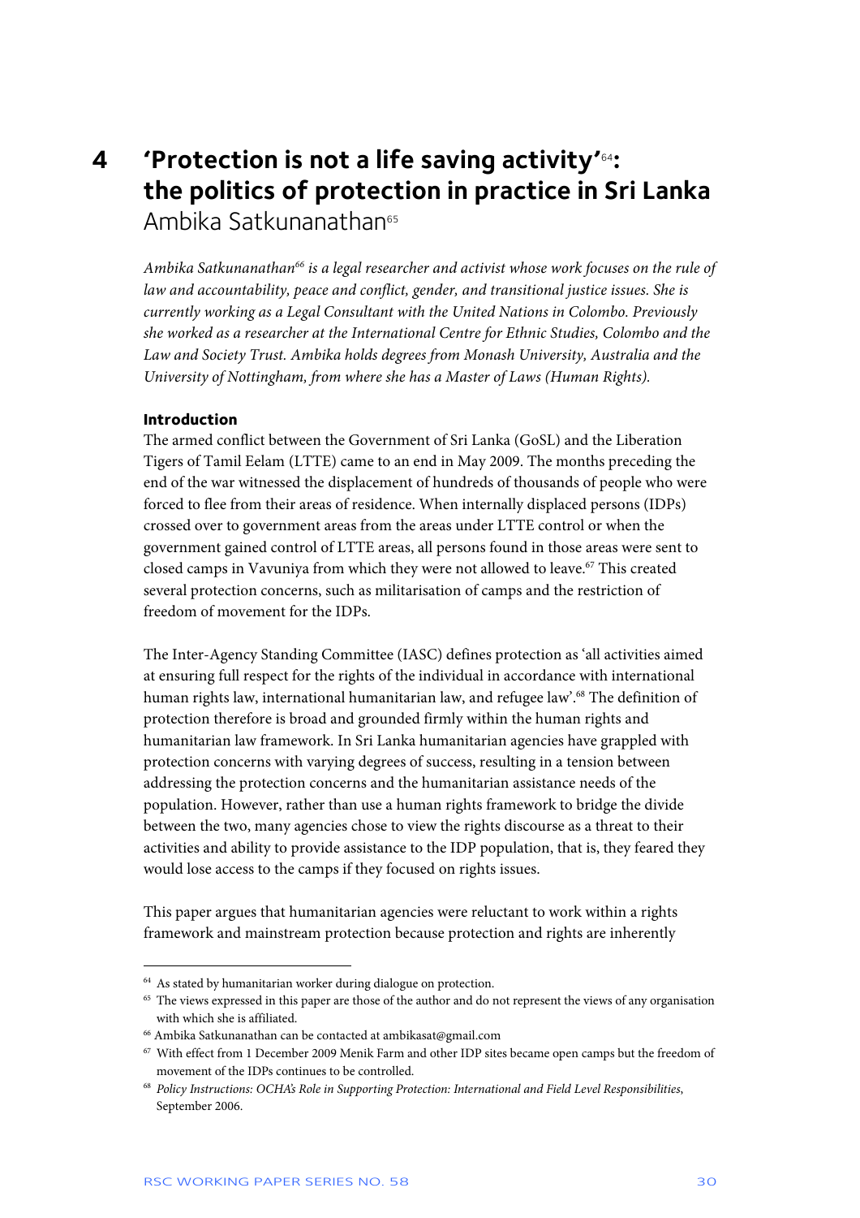# 4 'Protection is not a life saving activity'[64]: the politics of protection in practice in Sri Lanka

Ambika Satkunanathan[65]

*Ambika Satkunanathan[66] is a legal researcher and activist whose work focuses on the rule of law and accountability, peace and conflict, gender, and transitional justice issues. She is currently working as a Legal Consultant with the United Nations in Colombo. Previously she worked as a researcher at the International Centre for Ethnic Studies, Colombo and the Law and Society Trust. Ambika holds degrees from Monash University, Australia and the University of Nottingham, from where she has a Master of Laws (Human Rights).*

**Introduction**

The armed conflict between the Government of Sri Lanka (GoSL) and the Liberation Tigers of Tamil Eelam (LTTE) came to an end in May 2009. The months preceding the end of the war witnessed the displacement of hundreds of thousands of people who were forced to flee from their areas of residence. When internally displaced persons (IDPs) crossed over to government areas from the areas under LTTE control or when the government gained control of LTTE areas, all persons found in those areas were sent to closed camps in Vavuniya from which they were not allowed to leave.[67] This created several protection concerns, such as militarisation of camps and the restriction of freedom of movement for the IDPs.

The Inter-Agency Standing Committee (IASC) defines protection as 'all activities aimed at ensuring full respect for the rights of the individual in accordance with international human rights law, international humanitarian law, and refugee law'.[68] The definition of protection therefore is broad and grounded firmly within the human rights and humanitarian law framework. In Sri Lanka humanitarian agencies have grappled with protection concerns with varying degrees of success, resulting in a tension between addressing the protection concerns and the humanitarian assistance needs of the population. However, rather than use a human rights framework to bridge the divide between the two, many agencies chose to view the rights discourse as a threat to their activities and ability to provide assistance to the IDP population, that is, they feared they would lose access to the camps if they focused on rights issues.

This paper argues that humanitarian agencies were reluctant to work within a rights framework and mainstream protection because protection and rights are inherently

---

[64] As stated by humanitarian worker during dialogue on protection.

[65] The views expressed in this paper are those of the author and do not represent the views of any organisation with which she is affiliated.

[66] Ambika Satkunanathan can be contacted at ambikasat@gmail.com

[67] With effect from 1 December 2009 Menik Farm and other IDP sites became open camps but the freedom of movement of the IDPs continues to be controlled.

[68] *Policy Instructions: OCHA's Role in Supporting Protection: International and Field Level Responsibilities*, September 2006.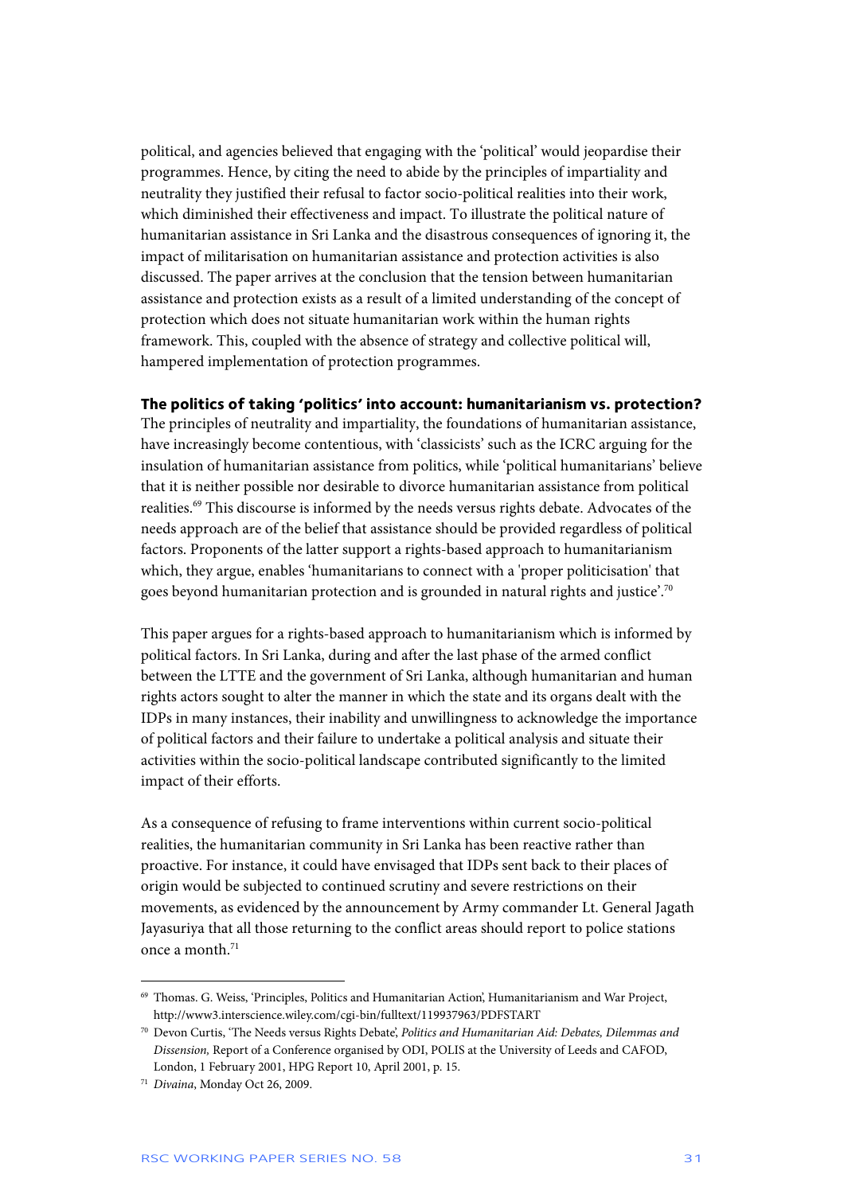political, and agencies believed that engaging with the 'political' would jeopardise their programmes. Hence, by citing the need to abide by the principles of impartiality and neutrality they justified their refusal to factor socio-political realities into their work, which diminished their effectiveness and impact. To illustrate the political nature of humanitarian assistance in Sri Lanka and the disastrous consequences of ignoring it, the impact of militarisation on humanitarian assistance and protection activities is also discussed. The paper arrives at the conclusion that the tension between humanitarian assistance and protection exists as a result of a limited understanding of the concept of protection which does not situate humanitarian work within the human rights framework. This, coupled with the absence of strategy and collective political will, hampered implementation of protection programmes.

**The politics of taking 'politics' into account: humanitarianism vs. protection?**

The principles of neutrality and impartiality, the foundations of humanitarian assistance, have increasingly become contentious, with 'classicists' such as the ICRC arguing for the insulation of humanitarian assistance from politics, while 'political humanitarians' believe that it is neither possible nor desirable to divorce humanitarian assistance from political realities.[69] This discourse is informed by the needs versus rights debate. Advocates of the needs approach are of the belief that assistance should be provided regardless of political factors. Proponents of the latter support a rights-based approach to humanitarianism which, they argue, enables 'humanitarians to connect with a 'proper politicisation' that goes beyond humanitarian protection and is grounded in natural rights and justice'.[70]

This paper argues for a rights-based approach to humanitarianism which is informed by political factors. In Sri Lanka, during and after the last phase of the armed conflict between the LTTE and the government of Sri Lanka, although humanitarian and human rights actors sought to alter the manner in which the state and its organs dealt with the IDPs in many instances, their inability and unwillingness to acknowledge the importance of political factors and their failure to undertake a political analysis and situate their activities within the socio-political landscape contributed significantly to the limited impact of their efforts.

As a consequence of refusing to frame interventions within current socio-political realities, the humanitarian community in Sri Lanka has been reactive rather than proactive. For instance, it could have envisaged that IDPs sent back to their places of origin would be subjected to continued scrutiny and severe restrictions on their movements, as evidenced by the announcement by Army commander Lt. General Jagath Jayasuriya that all those returning to the conflict areas should report to police stations once a month.[71]

---

[69] Thomas. G. Weiss, 'Principles, Politics and Humanitarian Action', Humanitarianism and War Project, http://www3.interscience.wiley.com/cgi-bin/fulltext/119937963/PDFSTART

[70] Devon Curtis, 'The Needs versus Rights Debate', *Politics and Humanitarian Aid: Debates, Dilemmas and Dissension,* Report of a Conference organised by ODI, POLIS at the University of Leeds and CAFOD, London, 1 February 2001, HPG Report 10, April 2001, p. 15.

[71] *Divaina*, Monday Oct 26, 2009.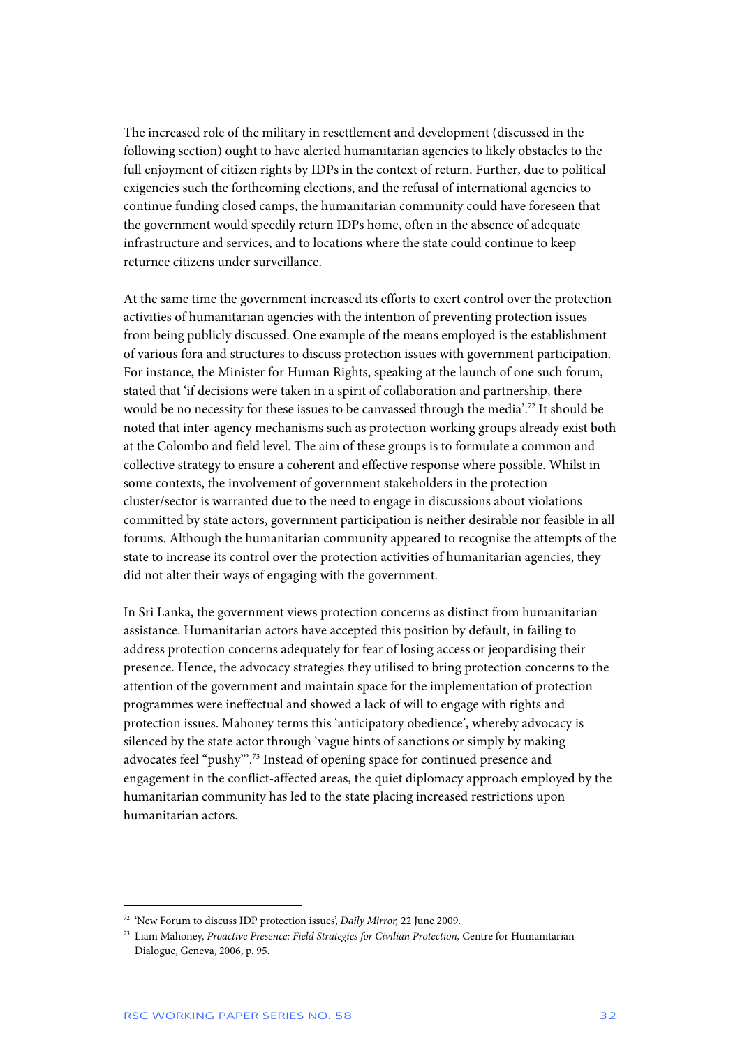The increased role of the military in resettlement and development (discussed in the following section) ought to have alerted humanitarian agencies to likely obstacles to the full enjoyment of citizen rights by IDPs in the context of return. Further, due to political exigencies such the forthcoming elections, and the refusal of international agencies to continue funding closed camps, the humanitarian community could have foreseen that the government would speedily return IDPs home, often in the absence of adequate infrastructure and services, and to locations where the state could continue to keep returnee citizens under surveillance.

At the same time the government increased its efforts to exert control over the protection activities of humanitarian agencies with the intention of preventing protection issues from being publicly discussed. One example of the means employed is the establishment of various fora and structures to discuss protection issues with government participation. For instance, the Minister for Human Rights, speaking at the launch of one such forum, stated that 'if decisions were taken in a spirit of collaboration and partnership, there would be no necessity for these issues to be canvassed through the media'.[72] It should be noted that inter-agency mechanisms such as protection working groups already exist both at the Colombo and field level. The aim of these groups is to formulate a common and collective strategy to ensure a coherent and effective response where possible. Whilst in some contexts, the involvement of government stakeholders in the protection cluster/sector is warranted due to the need to engage in discussions about violations committed by state actors, government participation is neither desirable nor feasible in all forums. Although the humanitarian community appeared to recognise the attempts of the state to increase its control over the protection activities of humanitarian agencies, they did not alter their ways of engaging with the government.

In Sri Lanka, the government views protection concerns as distinct from humanitarian assistance. Humanitarian actors have accepted this position by default, in failing to address protection concerns adequately for fear of losing access or jeopardising their presence. Hence, the advocacy strategies they utilised to bring protection concerns to the attention of the government and maintain space for the implementation of protection programmes were ineffectual and showed a lack of will to engage with rights and protection issues. Mahoney terms this 'anticipatory obedience', whereby advocacy is silenced by the state actor through 'vague hints of sanctions or simply by making advocates feel "pushy"'.[73] Instead of opening space for continued presence and engagement in the conflict-affected areas, the quiet diplomacy approach employed by the humanitarian community has led to the state placing increased restrictions upon humanitarian actors.

---

[72] 'New Forum to discuss IDP protection issues', *Daily Mirror,* 22 June 2009.

[73] Liam Mahoney, *Proactive Presence: Field Strategies for Civilian Protection,* Centre for Humanitarian Dialogue, Geneva, 2006, p. 95.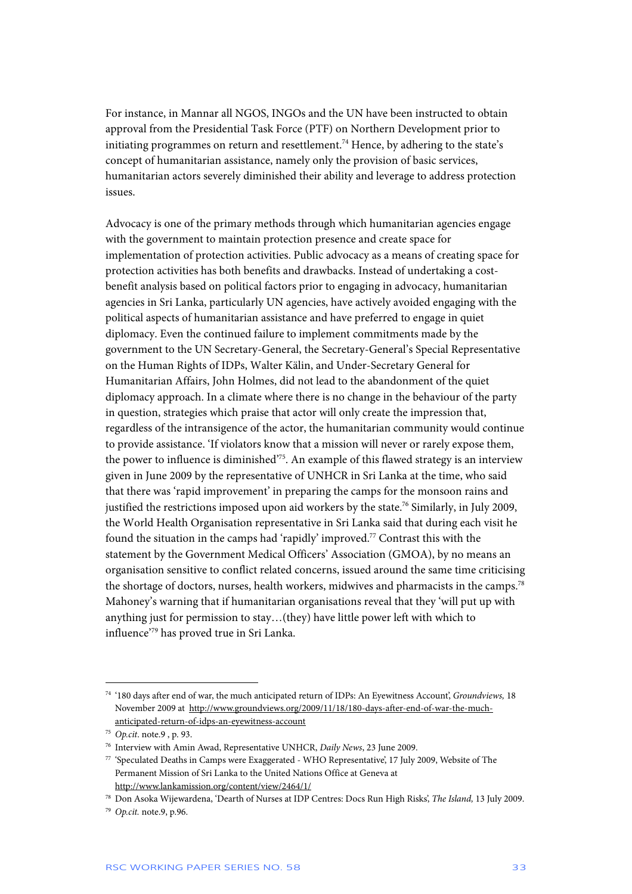For instance, in Mannar all NGOS, INGOs and the UN have been instructed to obtain approval from the Presidential Task Force (PTF) on Northern Development prior to initiating programmes on return and resettlement.[74] Hence, by adhering to the state's concept of humanitarian assistance, namely only the provision of basic services, humanitarian actors severely diminished their ability and leverage to address protection issues.

Advocacy is one of the primary methods through which humanitarian agencies engage with the government to maintain protection presence and create space for implementation of protection activities. Public advocacy as a means of creating space for protection activities has both benefits and drawbacks. Instead of undertaking a cost-benefit analysis based on political factors prior to engaging in advocacy, humanitarian agencies in Sri Lanka, particularly UN agencies, have actively avoided engaging with the political aspects of humanitarian assistance and have preferred to engage in quiet diplomacy. Even the continued failure to implement commitments made by the government to the UN Secretary-General, the Secretary-General's Special Representative on the Human Rights of IDPs, Walter Kälin, and Under-Secretary General for Humanitarian Affairs, John Holmes, did not lead to the abandonment of the quiet diplomacy approach. In a climate where there is no change in the behaviour of the party in question, strategies which praise that actor will only create the impression that, regardless of the intransigence of the actor, the humanitarian community would continue to provide assistance. 'If violators know that a mission will never or rarely expose them, the power to influence is diminished'[75]. An example of this flawed strategy is an interview given in June 2009 by the representative of UNHCR in Sri Lanka at the time, who said that there was 'rapid improvement' in preparing the camps for the monsoon rains and justified the restrictions imposed upon aid workers by the state.[76] Similarly, in July 2009, the World Health Organisation representative in Sri Lanka said that during each visit he found the situation in the camps had 'rapidly' improved.[77] Contrast this with the statement by the Government Medical Officers' Association (GMOA), by no means an organisation sensitive to conflict related concerns, issued around the same time criticising the shortage of doctors, nurses, health workers, midwives and pharmacists in the camps.[78] Mahoney's warning that if humanitarian organisations reveal that they 'will put up with anything just for permission to stay…(they) have little power left with which to influence'[79] has proved true in Sri Lanka.

---

[74] '180 days after end of war, the much anticipated return of IDPs: An Eyewitness Account', *Groundviews,* 18 November 2009 at http://www.groundviews.org/2009/11/18/180-days-after-end-of-war-the-much-anticipated-return-of-idps-an-eyewitness-account

[75] *Op.cit*. note.9 , p. 93.

[76] Interview with Amin Awad, Representative UNHCR, *Daily News*, 23 June 2009.

[77] 'Speculated Deaths in Camps were Exaggerated - WHO Representative', 17 July 2009, Website of The Permanent Mission of Sri Lanka to the United Nations Office at Geneva at http://www.lankamission.org/content/view/2464/1/

[78] Don Asoka Wijewardena, 'Dearth of Nurses at IDP Centres: Docs Run High Risks', *The Island,* 13 July 2009.

[79] *Op.cit.* note.9, p.96.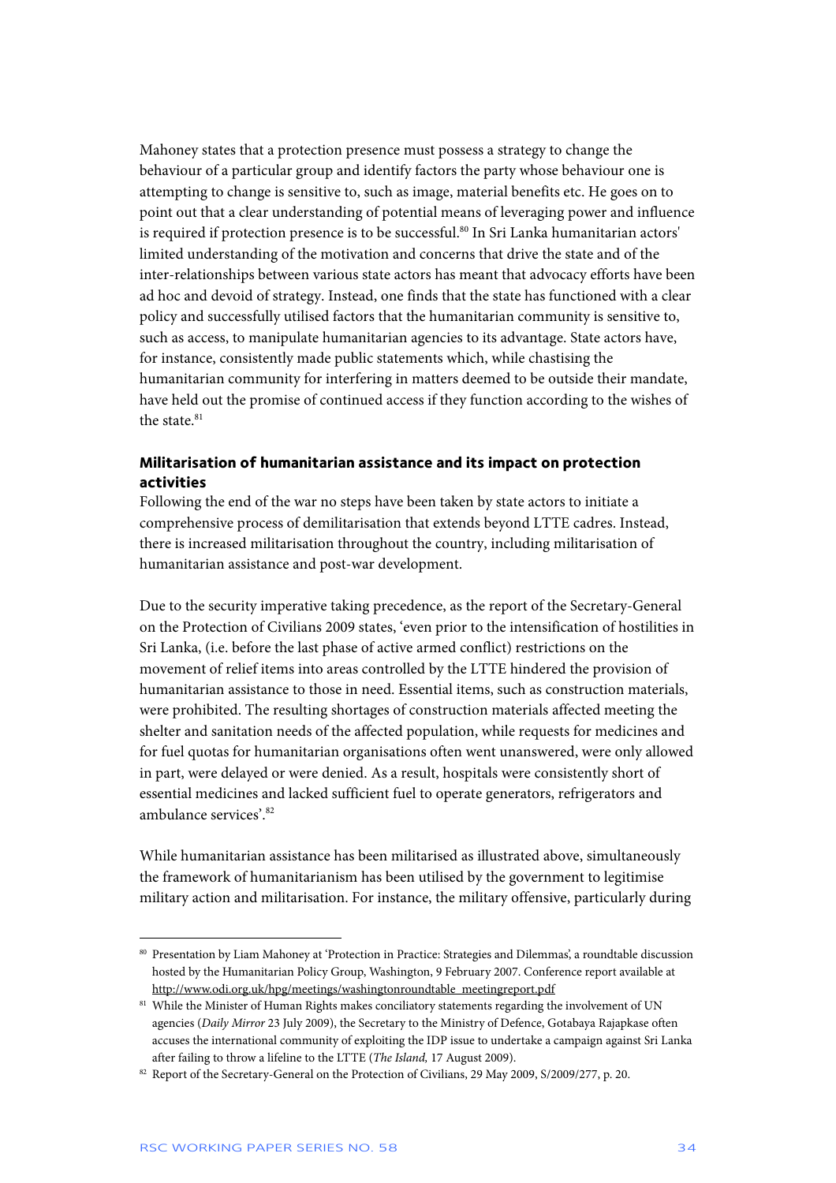Mahoney states that a protection presence must possess a strategy to change the behaviour of a particular group and identify factors the party whose behaviour one is attempting to change is sensitive to, such as image, material benefits etc. He goes on to point out that a clear understanding of potential means of leveraging power and influence is required if protection presence is to be successful.[80] In Sri Lanka humanitarian actors' limited understanding of the motivation and concerns that drive the state and of the inter-relationships between various state actors has meant that advocacy efforts have been ad hoc and devoid of strategy. Instead, one finds that the state has functioned with a clear policy and successfully utilised factors that the humanitarian community is sensitive to, such as access, to manipulate humanitarian agencies to its advantage. State actors have, for instance, consistently made public statements which, while chastising the humanitarian community for interfering in matters deemed to be outside their mandate, have held out the promise of continued access if they function according to the wishes of the state.[81]

### Militarisation of humanitarian assistance and its impact on protection activities

Following the end of the war no steps have been taken by state actors to initiate a comprehensive process of demilitarisation that extends beyond LTTE cadres. Instead, there is increased militarisation throughout the country, including militarisation of humanitarian assistance and post-war development.

Due to the security imperative taking precedence, as the report of the Secretary-General on the Protection of Civilians 2009 states, 'even prior to the intensification of hostilities in Sri Lanka, (i.e. before the last phase of active armed conflict) restrictions on the movement of relief items into areas controlled by the LTTE hindered the provision of humanitarian assistance to those in need. Essential items, such as construction materials, were prohibited. The resulting shortages of construction materials affected meeting the shelter and sanitation needs of the affected population, while requests for medicines and for fuel quotas for humanitarian organisations often went unanswered, were only allowed in part, were delayed or were denied. As a result, hospitals were consistently short of essential medicines and lacked sufficient fuel to operate generators, refrigerators and ambulance services'.[82]

While humanitarian assistance has been militarised as illustrated above, simultaneously the framework of humanitarianism has been utilised by the government to legitimise military action and militarisation. For instance, the military offensive, particularly during

---

[80] Presentation by Liam Mahoney at 'Protection in Practice: Strategies and Dilemmas', a roundtable discussion hosted by the Humanitarian Policy Group, Washington, 9 February 2007. Conference report available at http://www.odi.org.uk/hpg/meetings/washingtonroundtable_meetingreport.pdf

[81] While the Minister of Human Rights makes conciliatory statements regarding the involvement of UN agencies (*Daily Mirror* 23 July 2009), the Secretary to the Ministry of Defence, Gotabaya Rajapkase often accuses the international community of exploiting the IDP issue to undertake a campaign against Sri Lanka after failing to throw a lifeline to the LTTE (*The Island,* 17 August 2009).

[82] Report of the Secretary-General on the Protection of Civilians, 29 May 2009, S/2009/277, p. 20.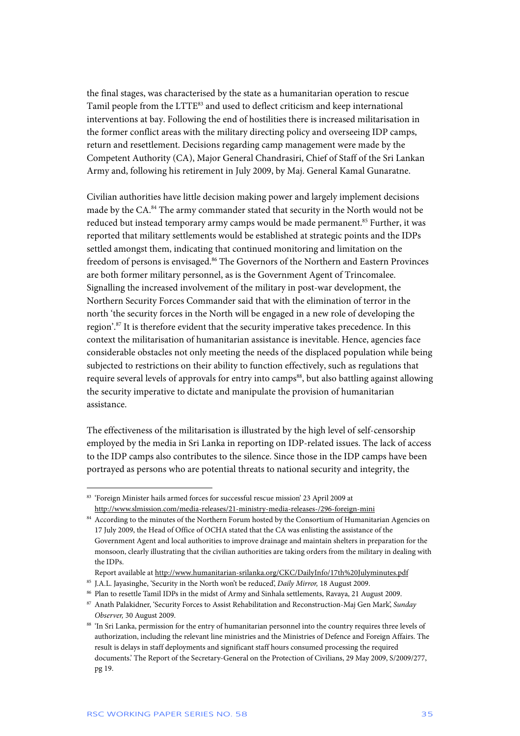the final stages, was characterised by the state as a humanitarian operation to rescue Tamil people from the LTTE[83] and used to deflect criticism and keep international interventions at bay. Following the end of hostilities there is increased militarisation in the former conflict areas with the military directing policy and overseeing IDP camps, return and resettlement. Decisions regarding camp management were made by the Competent Authority (CA), Major General Chandrasiri, Chief of Staff of the Sri Lankan Army and, following his retirement in July 2009, by Maj. General Kamal Gunaratne.

Civilian authorities have little decision making power and largely implement decisions made by the CA.[84] The army commander stated that security in the North would not be reduced but instead temporary army camps would be made permanent.[85] Further, it was reported that military settlements would be established at strategic points and the IDPs settled amongst them, indicating that continued monitoring and limitation on the freedom of persons is envisaged.[86] The Governors of the Northern and Eastern Provinces are both former military personnel, as is the Government Agent of Trincomalee. Signalling the increased involvement of the military in post-war development, the Northern Security Forces Commander said that with the elimination of terror in the north 'the security forces in the North will be engaged in a new role of developing the region'.[87] It is therefore evident that the security imperative takes precedence. In this context the militarisation of humanitarian assistance is inevitable. Hence, agencies face considerable obstacles not only meeting the needs of the displaced population while being subjected to restrictions on their ability to function effectively, such as regulations that require several levels of approvals for entry into camps[88], but also battling against allowing the security imperative to dictate and manipulate the provision of humanitarian assistance.

The effectiveness of the militarisation is illustrated by the high level of self-censorship employed by the media in Sri Lanka in reporting on IDP-related issues. The lack of access to the IDP camps also contributes to the silence. Since those in the IDP camps have been portrayed as persons who are potential threats to national security and integrity, the

---

[83] 'Foreign Minister hails armed forces for successful rescue mission' 23 April 2009 at http://www.slmission.com/media-releases/21-ministry-media-releases-/296-foreign-mini

[84] According to the minutes of the Northern Forum hosted by the Consortium of Humanitarian Agencies on 17 July 2009, the Head of Office of OCHA stated that the CA was enlisting the assistance of the Government Agent and local authorities to improve drainage and maintain shelters in preparation for the monsoon, clearly illustrating that the civilian authorities are taking orders from the military in dealing with the IDPs.
Report available at http://www.humanitarian-srilanka.org/CKC/DailyInfo/17th%20Julyminutes.pdf

[85] J.A.L. Jayasinghe, 'Security in the North won't be reduced', *Daily Mirror,* 18 August 2009.

[86] Plan to resettle Tamil IDPs in the midst of Army and Sinhala settlements, Ravaya, 21 August 2009.

[87] Anath Palakidner, 'Security Forces to Assist Rehabilitation and Reconstruction-Maj Gen Mark', *Sunday Observer,* 30 August 2009.

[88] 'In Sri Lanka, permission for the entry of humanitarian personnel into the country requires three levels of authorization, including the relevant line ministries and the Ministries of Defence and Foreign Affairs. The result is delays in staff deployments and significant staff hours consumed processing the required documents.' The Report of the Secretary-General on the Protection of Civilians, 29 May 2009, S/2009/277, pg 19.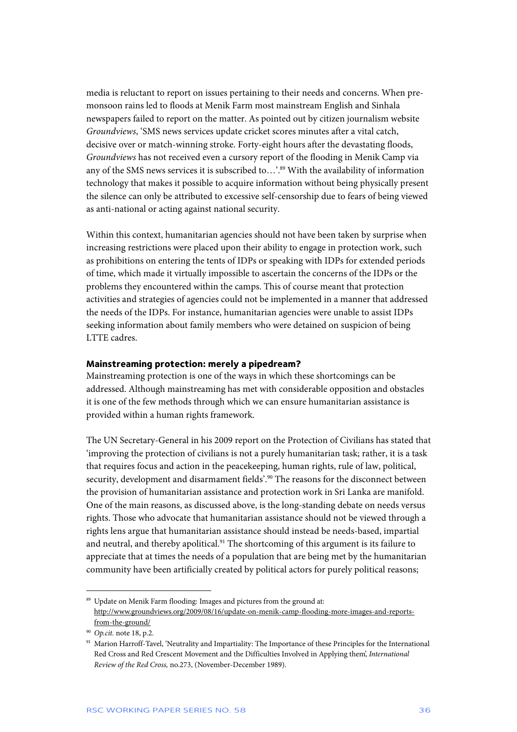media is reluctant to report on issues pertaining to their needs and concerns. When pre-monsoon rains led to floods at Menik Farm most mainstream English and Sinhala newspapers failed to report on the matter. As pointed out by citizen journalism website *Groundviews*, 'SMS news services update cricket scores minutes after a vital catch, decisive over or match-winning stroke. Forty-eight hours after the devastating floods, *Groundviews* has not received even a cursory report of the flooding in Menik Camp via any of the SMS news services it is subscribed to…'.[89] With the availability of information technology that makes it possible to acquire information without being physically present the silence can only be attributed to excessive self-censorship due to fears of being viewed as anti-national or acting against national security.

Within this context, humanitarian agencies should not have been taken by surprise when increasing restrictions were placed upon their ability to engage in protection work, such as prohibitions on entering the tents of IDPs or speaking with IDPs for extended periods of time, which made it virtually impossible to ascertain the concerns of the IDPs or the problems they encountered within the camps. This of course meant that protection activities and strategies of agencies could not be implemented in a manner that addressed the needs of the IDPs. For instance, humanitarian agencies were unable to assist IDPs seeking information about family members who were detained on suspicion of being LTTE cadres.

### Mainstreaming protection: merely a pipedream?

Mainstreaming protection is one of the ways in which these shortcomings can be addressed. Although mainstreaming has met with considerable opposition and obstacles it is one of the few methods through which we can ensure humanitarian assistance is provided within a human rights framework.

The UN Secretary-General in his 2009 report on the Protection of Civilians has stated that 'improving the protection of civilians is not a purely humanitarian task; rather, it is a task that requires focus and action in the peacekeeping, human rights, rule of law, political, security, development and disarmament fields'.[90] The reasons for the disconnect between the provision of humanitarian assistance and protection work in Sri Lanka are manifold. One of the main reasons, as discussed above, is the long-standing debate on needs versus rights. Those who advocate that humanitarian assistance should not be viewed through a rights lens argue that humanitarian assistance should instead be needs-based, impartial and neutral, and thereby apolitical.[91] The shortcoming of this argument is its failure to appreciate that at times the needs of a population that are being met by the humanitarian community have been artificially created by political actors for purely political reasons;

---

[89] Update on Menik Farm flooding: Images and pictures from the ground at: http://www.groundviews.org/2009/08/16/update-on-menik-camp-flooding-more-images-and-reports-from-the-ground/

[90] *Op.cit.* note 18, p.2.

[91] Marion Harroff-Tavel, 'Neutrality and Impartiality: The Importance of these Principles for the International Red Cross and Red Crescent Movement and the Difficulties Involved in Applying them', *International Review of the Red Cross,* no.273, (November-December 1989).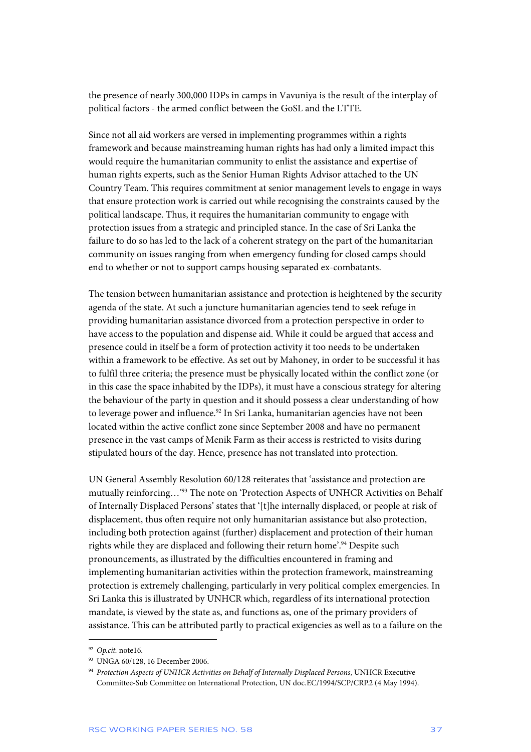the presence of nearly 300,000 IDPs in camps in Vavuniya is the result of the interplay of political factors - the armed conflict between the GoSL and the LTTE.

Since not all aid workers are versed in implementing programmes within a rights framework and because mainstreaming human rights has had only a limited impact this would require the humanitarian community to enlist the assistance and expertise of human rights experts, such as the Senior Human Rights Advisor attached to the UN Country Team. This requires commitment at senior management levels to engage in ways that ensure protection work is carried out while recognising the constraints caused by the political landscape. Thus, it requires the humanitarian community to engage with protection issues from a strategic and principled stance. In the case of Sri Lanka the failure to do so has led to the lack of a coherent strategy on the part of the humanitarian community on issues ranging from when emergency funding for closed camps should end to whether or not to support camps housing separated ex-combatants.

The tension between humanitarian assistance and protection is heightened by the security agenda of the state. At such a juncture humanitarian agencies tend to seek refuge in providing humanitarian assistance divorced from a protection perspective in order to have access to the population and dispense aid. While it could be argued that access and presence could in itself be a form of protection activity it too needs to be undertaken within a framework to be effective. As set out by Mahoney, in order to be successful it has to fulfil three criteria; the presence must be physically located within the conflict zone (or in this case the space inhabited by the IDPs), it must have a conscious strategy for altering the behaviour of the party in question and it should possess a clear understanding of how to leverage power and influence.[92] In Sri Lanka, humanitarian agencies have not been located within the active conflict zone since September 2008 and have no permanent presence in the vast camps of Menik Farm as their access is restricted to visits during stipulated hours of the day. Hence, presence has not translated into protection.

UN General Assembly Resolution 60/128 reiterates that 'assistance and protection are mutually reinforcing…'[93] The note on 'Protection Aspects of UNHCR Activities on Behalf of Internally Displaced Persons' states that '[t]he internally displaced, or people at risk of displacement, thus often require not only humanitarian assistance but also protection, including both protection against (further) displacement and protection of their human rights while they are displaced and following their return home'.[94] Despite such pronouncements, as illustrated by the difficulties encountered in framing and implementing humanitarian activities within the protection framework, mainstreaming protection is extremely challenging, particularly in very political complex emergencies. In Sri Lanka this is illustrated by UNHCR which, regardless of its international protection mandate, is viewed by the state as, and functions as, one of the primary providers of assistance. This can be attributed partly to practical exigencies as well as to a failure on the

---

[92] *Op.cit.* note16.

[93] UNGA 60/128, 16 December 2006.

[94] *Protection Aspects of UNHCR Activities on Behalf of Internally Displaced Persons*, UNHCR Executive Committee-Sub Committee on International Protection, UN doc.EC/1994/SCP/CRP.2 (4 May 1994).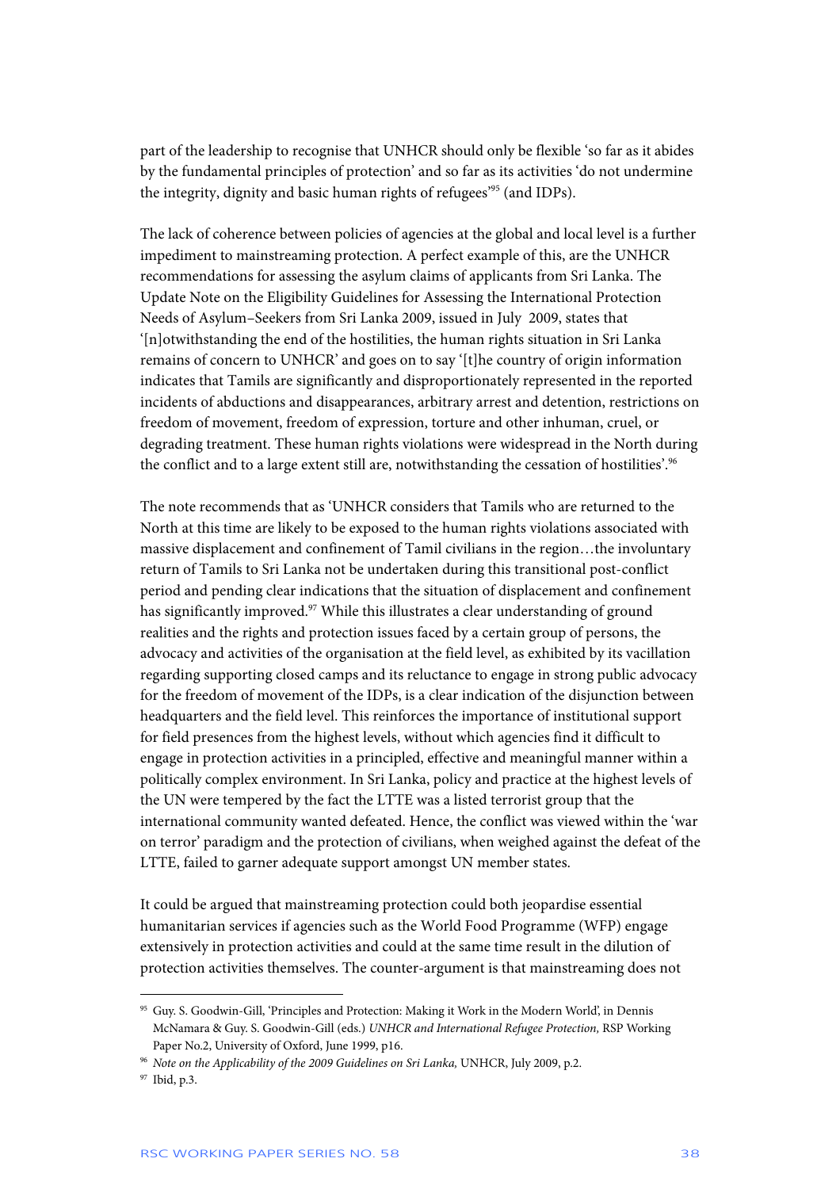part of the leadership to recognise that UNHCR should only be flexible 'so far as it abides by the fundamental principles of protection' and so far as its activities 'do not undermine the integrity, dignity and basic human rights of refugees'[95] (and IDPs).

The lack of coherence between policies of agencies at the global and local level is a further impediment to mainstreaming protection. A perfect example of this, are the UNHCR recommendations for assessing the asylum claims of applicants from Sri Lanka. The Update Note on the Eligibility Guidelines for Assessing the International Protection Needs of Asylum–Seekers from Sri Lanka 2009, issued in July 2009, states that '[n]otwithstanding the end of the hostilities, the human rights situation in Sri Lanka remains of concern to UNHCR' and goes on to say '[t]he country of origin information indicates that Tamils are significantly and disproportionately represented in the reported incidents of abductions and disappearances, arbitrary arrest and detention, restrictions on freedom of movement, freedom of expression, torture and other inhuman, cruel, or degrading treatment. These human rights violations were widespread in the North during the conflict and to a large extent still are, notwithstanding the cessation of hostilities'.[96]

The note recommends that as 'UNHCR considers that Tamils who are returned to the North at this time are likely to be exposed to the human rights violations associated with massive displacement and confinement of Tamil civilians in the region…the involuntary return of Tamils to Sri Lanka not be undertaken during this transitional post-conflict period and pending clear indications that the situation of displacement and confinement has significantly improved.[97] While this illustrates a clear understanding of ground realities and the rights and protection issues faced by a certain group of persons, the advocacy and activities of the organisation at the field level, as exhibited by its vacillation regarding supporting closed camps and its reluctance to engage in strong public advocacy for the freedom of movement of the IDPs, is a clear indication of the disjunction between headquarters and the field level. This reinforces the importance of institutional support for field presences from the highest levels, without which agencies find it difficult to engage in protection activities in a principled, effective and meaningful manner within a politically complex environment. In Sri Lanka, policy and practice at the highest levels of the UN were tempered by the fact the LTTE was a listed terrorist group that the international community wanted defeated. Hence, the conflict was viewed within the 'war on terror' paradigm and the protection of civilians, when weighed against the defeat of the LTTE, failed to garner adequate support amongst UN member states.

It could be argued that mainstreaming protection could both jeopardise essential humanitarian services if agencies such as the World Food Programme (WFP) engage extensively in protection activities and could at the same time result in the dilution of protection activities themselves. The counter-argument is that mainstreaming does not

---

[95] Guy. S. Goodwin-Gill, 'Principles and Protection: Making it Work in the Modern World', in Dennis McNamara & Guy. S. Goodwin-Gill (eds.) *UNHCR and International Refugee Protection*, RSP Working Paper No.2, University of Oxford, June 1999, p16.

[96] *Note on the Applicability of the 2009 Guidelines on Sri Lanka,* UNHCR, July 2009, p.2.

[97] Ibid, p.3.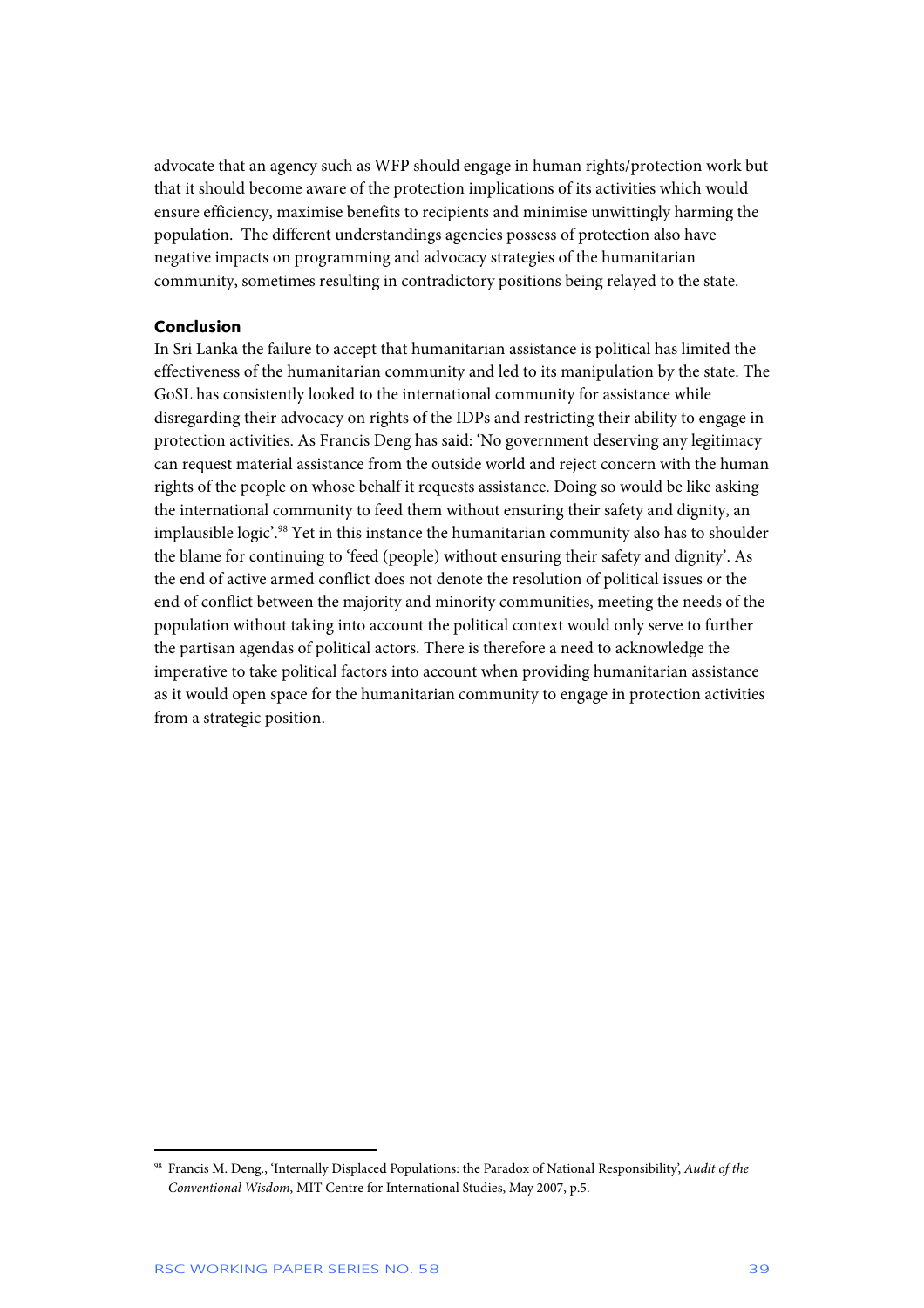advocate that an agency such as WFP should engage in human rights/protection work but that it should become aware of the protection implications of its activities which would ensure efficiency, maximise benefits to recipients and minimise unwittingly harming the population. The different understandings agencies possess of protection also have negative impacts on programming and advocacy strategies of the humanitarian community, sometimes resulting in contradictory positions being relayed to the state.

## Conclusion

In Sri Lanka the failure to accept that humanitarian assistance is political has limited the effectiveness of the humanitarian community and led to its manipulation by the state. The GoSL has consistently looked to the international community for assistance while disregarding their advocacy on rights of the IDPs and restricting their ability to engage in protection activities. As Francis Deng has said: 'No government deserving any legitimacy can request material assistance from the outside world and reject concern with the human rights of the people on whose behalf it requests assistance. Doing so would be like asking the international community to feed them without ensuring their safety and dignity, an implausible logic'.[98] Yet in this instance the humanitarian community also has to shoulder the blame for continuing to 'feed (people) without ensuring their safety and dignity'. As the end of active armed conflict does not denote the resolution of political issues or the end of conflict between the majority and minority communities, meeting the needs of the population without taking into account the political context would only serve to further the partisan agendas of political actors. There is therefore a need to acknowledge the imperative to take political factors into account when providing humanitarian assistance as it would open space for the humanitarian community to engage in protection activities from a strategic position.

[98] Francis M. Deng., 'Internally Displaced Populations: the Paradox of National Responsibility', *Audit of the Conventional Wisdom*, MIT Centre for International Studies, May 2007, p.5.